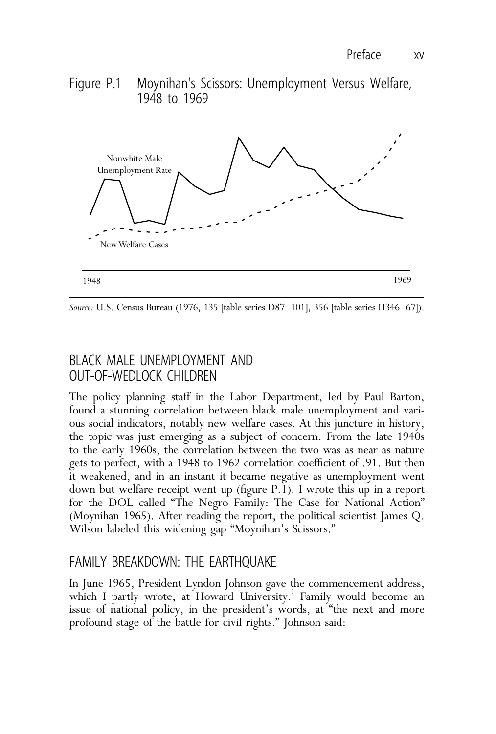Figure P.1 Moynihan's Scissors: Unemployment Versus Welfare, 1948 to 1969

*Source:* U.S. Census Bureau (1976, 135 [table series D87–101], 356 [table series H346–67]).

## BLACK MALE UNEMPLOYMENT AND OUT-OF-WEDLOCK CHILDREN

The policy planning staff in the Labor Department, led by Paul Barton, found a stunning correlation between black male unemployment and various social indicators, notably new welfare cases. At this juncture in history, the topic was just emerging as a subject of concern. From the late 1940s to the early 1960s, the correlation between the two was as near as nature gets to perfect, with a 1948 to 1962 correlation coefficient of .91. But then it weakened, and in an instant it became negative as unemployment went down but welfare receipt went up (figure P.1). I wrote this up in a report for the DOL called "The Negro Family: The Case for National Action" (Moynihan 1965). After reading the report, the political scientist James Q. Wilson labeled this widening gap "Moynihan's Scissors."

## FAMILY BREAKDOWN: THE EARTHQUAKE

In June 1965, President Lyndon Johnson gave the commencement address, which I partly wrote, at Howard University.[1] Family would become an issue of national policy, in the president's words, at "the next and more profound stage of the battle for civil rights." Johnson said: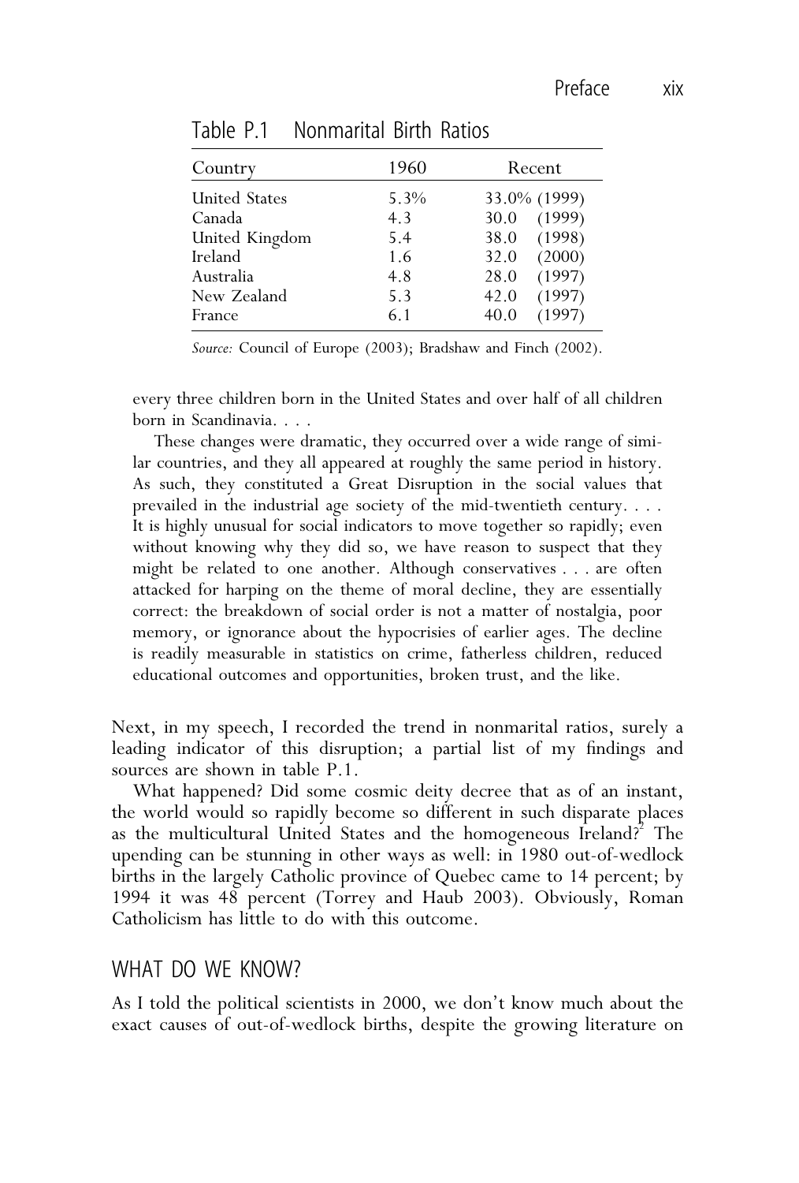Table P.1 Nonmarital Birth Ratios

| Country | 1960 | Recent |
|---|---|---|
| United States | 5.3% | 33.0% (1999) |
| Canada | 4.3 | 30.0 (1999) |
| United Kingdom | 5.4 | 38.0 (1998) |
| Ireland | 1.6 | 32.0 (2000) |
| Australia | 4.8 | 28.0 (1997) |
| New Zealand | 5.3 | 42.0 (1997) |
| France | 6.1 | 40.0 (1997) |

*Source:* Council of Europe (2003); Bradshaw and Finch (2002).

> every three children born in the United States and over half of all children born in Scandinavia. . . .
>
> These changes were dramatic, they occurred over a wide range of similar countries, and they all appeared at roughly the same period in history. As such, they constituted a Great Disruption in the social values that prevailed in the industrial age society of the mid-twentieth century. . . . It is highly unusual for social indicators to move together so rapidly; even without knowing why they did so, we have reason to suspect that they might be related to one another. Although conservatives . . . are often attacked for harping on the theme of moral decline, they are essentially correct: the breakdown of social order is not a matter of nostalgia, poor memory, or ignorance about the hypocrisies of earlier ages. The decline is readily measurable in statistics on crime, fatherless children, reduced educational outcomes and opportunities, broken trust, and the like.

Next, in my speech, I recorded the trend in nonmarital ratios, surely a leading indicator of this disruption; a partial list of my findings and sources are shown in table P.1.

What happened? Did some cosmic deity decree that as of an instant, the world would so rapidly become so different in such disparate places as the multicultural United States and the homogeneous Ireland?[2] The upending can be stunning in other ways as well: in 1980 out-of-wedlock births in the largely Catholic province of Quebec came to 14 percent; by 1994 it was 48 percent (Torrey and Haub 2003). Obviously, Roman Catholicism has little to do with this outcome.

## WHAT DO WE KNOW?

As I told the political scientists in 2000, we don't know much about the exact causes of out-of-wedlock births, despite the growing literature on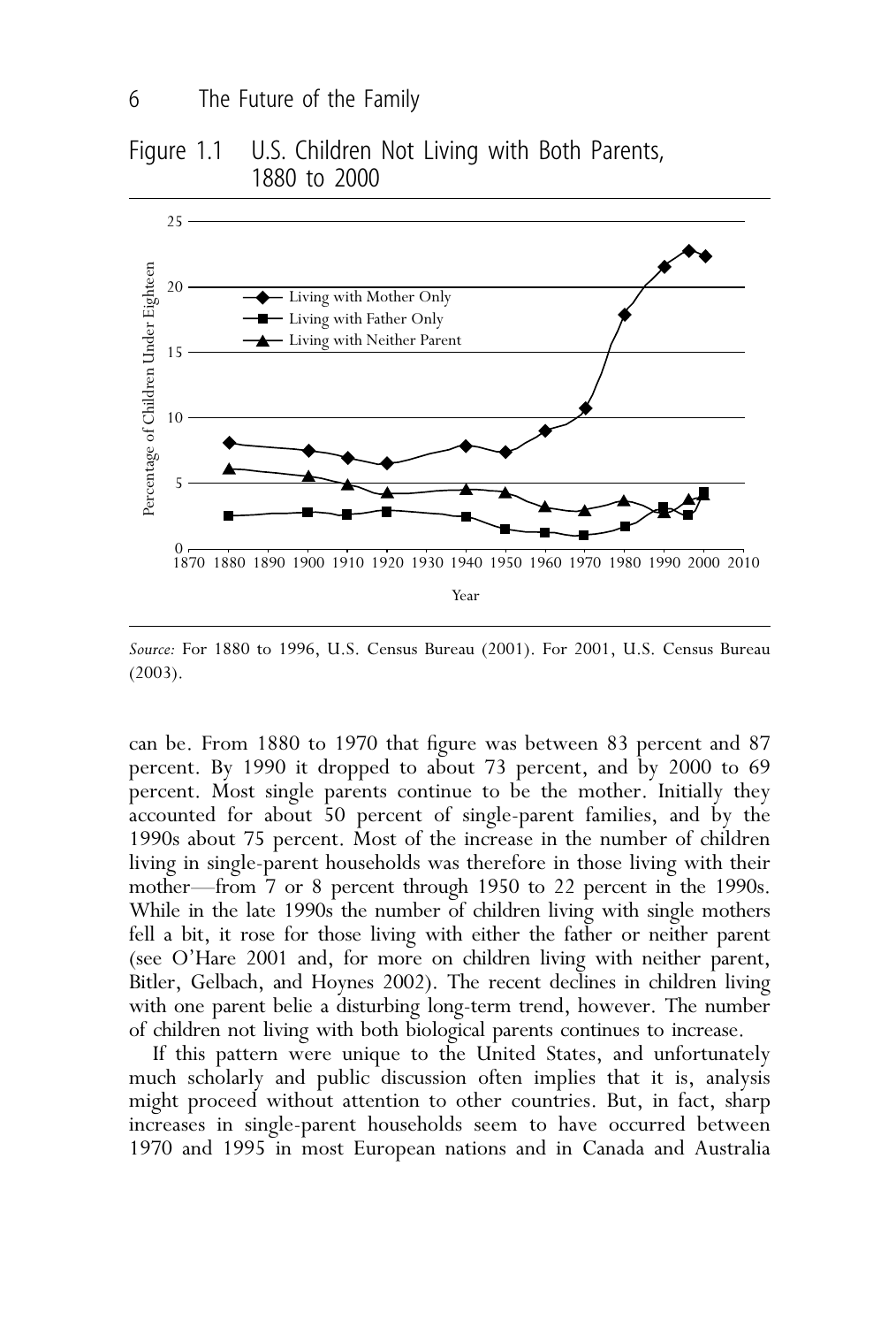Figure 1.1 U.S. Children Not Living with Both Parents, 1880 to 2000

*Source:* For 1880 to 1996, U.S. Census Bureau (2001). For 2001, U.S. Census Bureau (2003).

can be. From 1880 to 1970 that figure was between 83 percent and 87 percent. By 1990 it dropped to about 73 percent, and by 2000 to 69 percent. Most single parents continue to be the mother. Initially they accounted for about 50 percent of single-parent families, and by the 1990s about 75 percent. Most of the increase in the number of children living in single-parent households was therefore in those living with their mother—from 7 or 8 percent through 1950 to 22 percent in the 1990s. While in the late 1990s the number of children living with single mothers fell a bit, it rose for those living with either the father or neither parent (see O'Hare 2001 and, for more on children living with neither parent, Bitler, Gelbach, and Hoynes 2002). The recent declines in children living with one parent belie a disturbing long-term trend, however. The number of children not living with both biological parents continues to increase.

If this pattern were unique to the United States, and unfortunately much scholarly and public discussion often implies that it is, analysis might proceed without attention to other countries. But, in fact, sharp increases in single-parent households seem to have occurred between 1970 and 1995 in most European nations and in Canada and Australia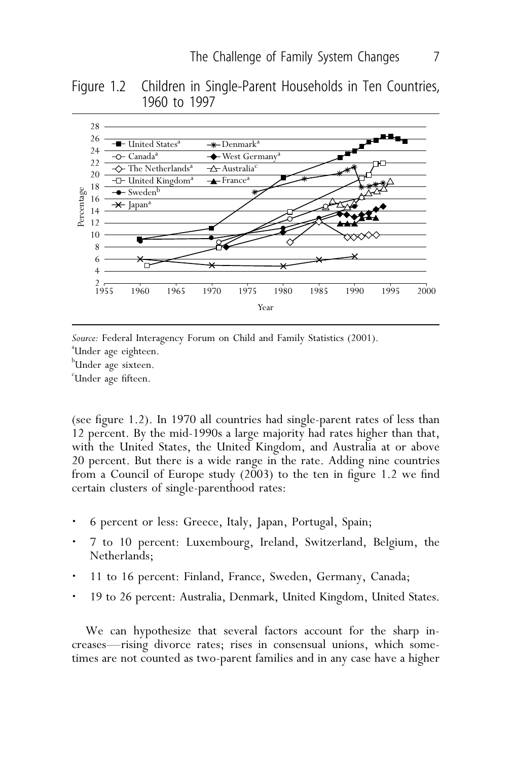Figure 1.2 Children in Single-Parent Households in Ten Countries, 1960 to 1997

*Source:* Federal Interagency Forum on Child and Family Statistics (2001).

[a]Under age eighteen.

[b]Under age sixteen.

[c]Under age fifteen.

(see figure 1.2). In 1970 all countries had single-parent rates of less than 12 percent. By the mid-1990s a large majority had rates higher than that, with the United States, the United Kingdom, and Australia at or above 20 percent. But there is a wide range in the rate. Adding nine countries from a Council of Europe study (2003) to the ten in figure 1.2 we find certain clusters of single-parenthood rates:

- 6 percent or less: Greece, Italy, Japan, Portugal, Spain;
- 7 to 10 percent: Luxembourg, Ireland, Switzerland, Belgium, the Netherlands;
- 11 to 16 percent: Finland, France, Sweden, Germany, Canada;
- 19 to 26 percent: Australia, Denmark, United Kingdom, United States.

We can hypothesize that several factors account for the sharp increases—rising divorce rates; rises in consensual unions, which sometimes are not counted as two-parent families and in any case have a higher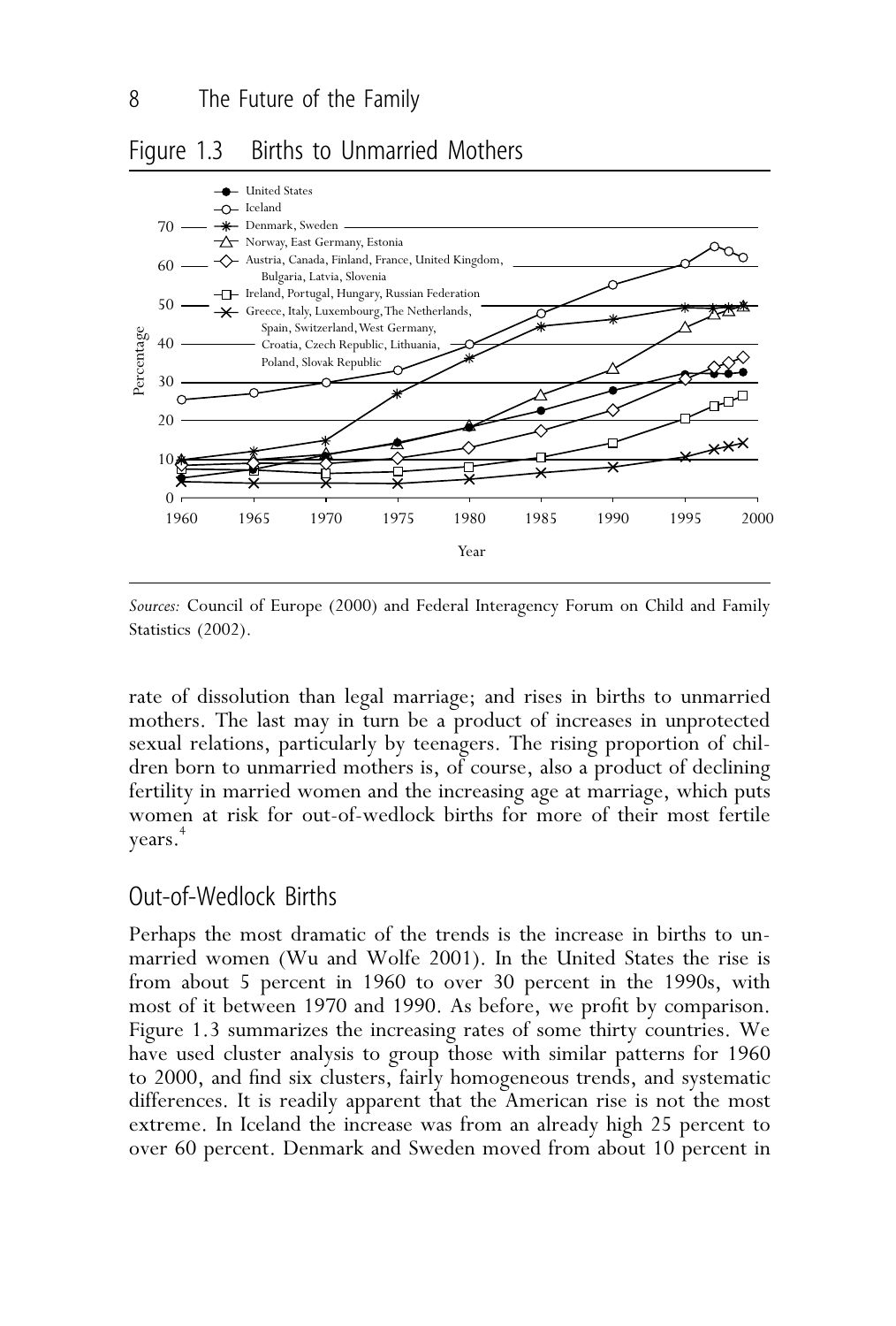## Figure 1.3 Births to Unmarried Mothers

*Sources:* Council of Europe (2000) and Federal Interagency Forum on Child and Family Statistics (2002).

rate of dissolution than legal marriage; and rises in births to unmarried mothers. The last may in turn be a product of increases in unprotected sexual relations, particularly by teenagers. The rising proportion of children born to unmarried mothers is, of course, also a product of declining fertility in married women and the increasing age at marriage, which puts women at risk for out-of-wedlock births for more of their most fertile years.[4]

## Out-of-Wedlock Births

Perhaps the most dramatic of the trends is the increase in births to unmarried women (Wu and Wolfe 2001). In the United States the rise is from about 5 percent in 1960 to over 30 percent in the 1990s, with most of it between 1970 and 1990. As before, we profit by comparison. Figure 1.3 summarizes the increasing rates of some thirty countries. We have used cluster analysis to group those with similar patterns for 1960 to 2000, and find six clusters, fairly homogeneous trends, and systematic differences. It is readily apparent that the American rise is not the most extreme. In Iceland the increase was from an already high 25 percent to over 60 percent. Denmark and Sweden moved from about 10 percent in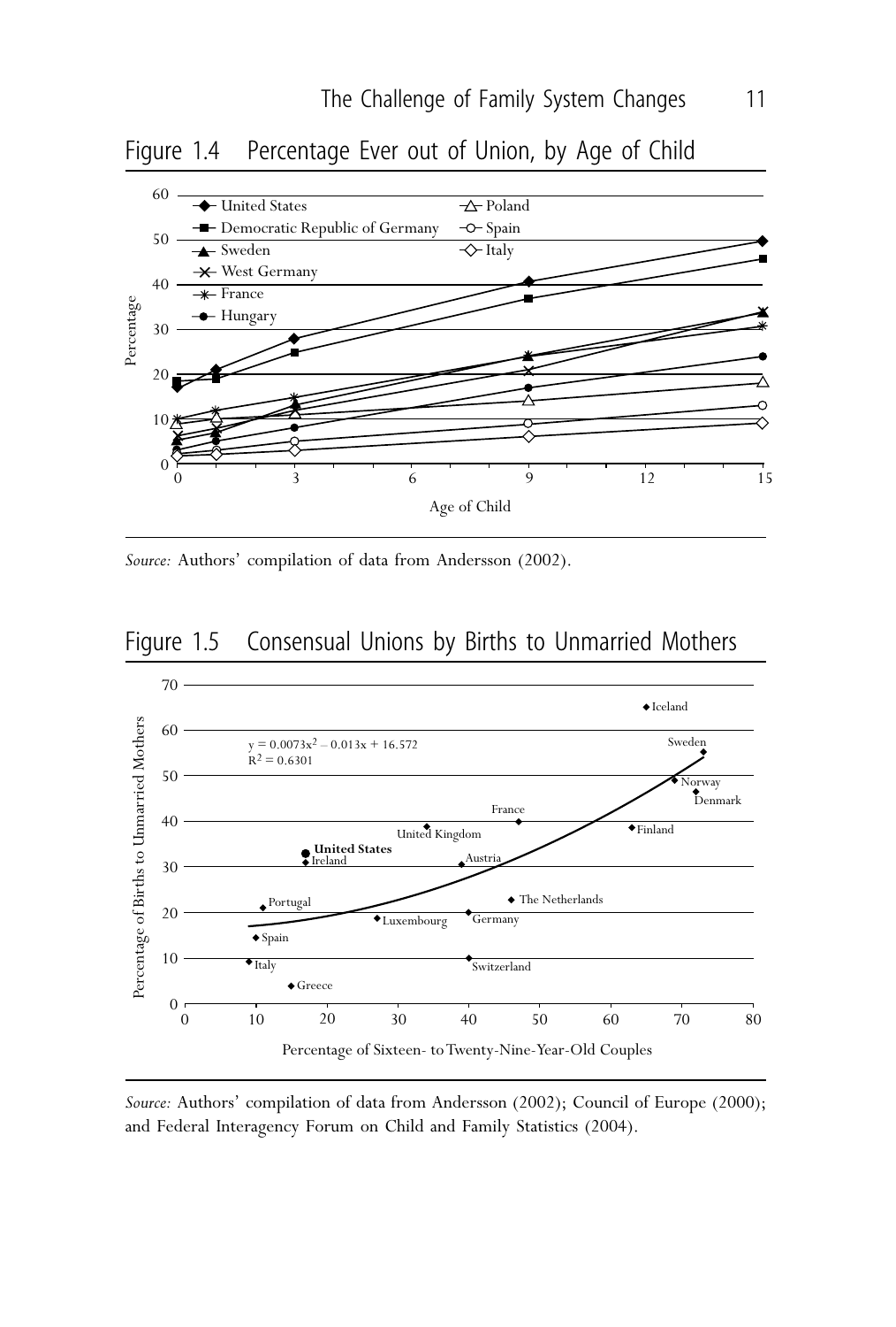## Figure 1.4 Percentage Ever out of Union, by Age of Child

*Source:* Authors' compilation of data from Andersson (2002).

## Figure 1.5 Consensual Unions by Births to Unmarried Mothers

*Source:* Authors' compilation of data from Andersson (2002); Council of Europe (2000); and Federal Interagency Forum on Child and Family Statistics (2004).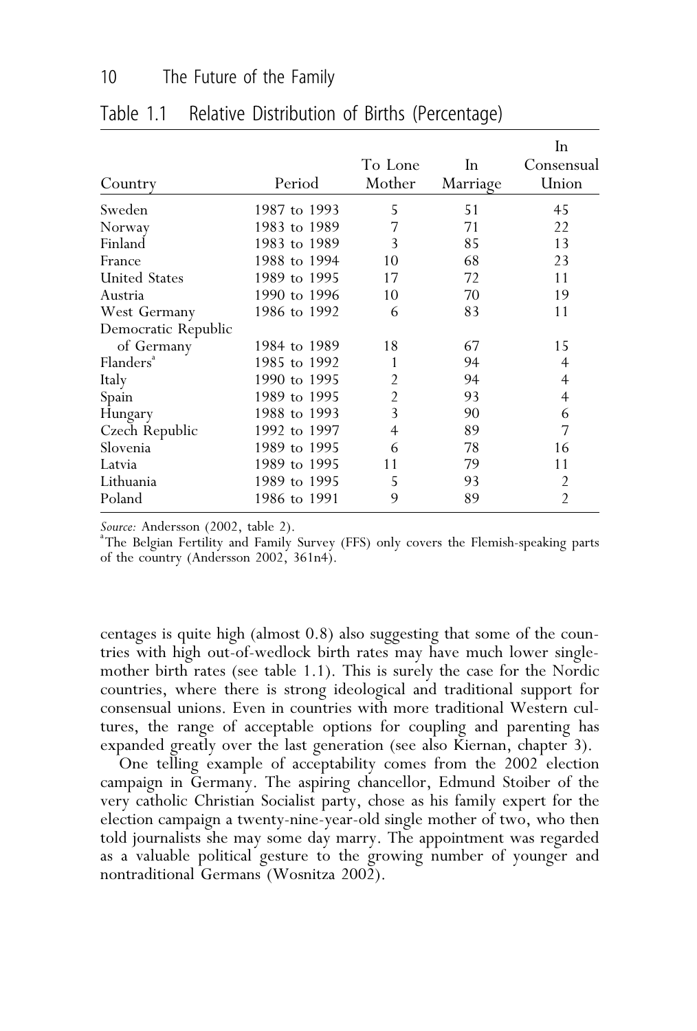Table 1.1 Relative Distribution of Births (Percentage)

| Country | Period | To Lone Mother | In Marriage | In Consensual Union |
|---|---|---|---|---|
| Sweden | 1987 to 1993 | 5 | 51 | 45 |
| Norway | 1983 to 1989 | 7 | 71 | 22 |
| Finland | 1983 to 1989 | 3 | 85 | 13 |
| France | 1988 to 1994 | 10 | 68 | 23 |
| United States | 1989 to 1995 | 17 | 72 | 11 |
| Austria | 1990 to 1996 | 10 | 70 | 19 |
| West Germany | 1986 to 1992 | 6 | 83 | 11 |
| Democratic Republic of Germany | 1984 to 1989 | 18 | 67 | 15 |
| Flanders[a] | 1985 to 1992 | 1 | 94 | 4 |
| Italy | 1990 to 1995 | 2 | 94 | 4 |
| Spain | 1989 to 1995 | 2 | 93 | 4 |
| Hungary | 1988 to 1993 | 3 | 90 | 6 |
| Czech Republic | 1992 to 1997 | 4 | 89 | 7 |
| Slovenia | 1989 to 1995 | 6 | 78 | 16 |
| Latvia | 1989 to 1995 | 11 | 79 | 11 |
| Lithuania | 1989 to 1995 | 5 | 93 | 2 |
| Poland | 1986 to 1991 | 9 | 89 | 2 |

*Source:* Andersson (2002, table 2).
[a]The Belgian Fertility and Family Survey (FFS) only covers the Flemish-speaking parts of the country (Andersson 2002, 361n4).

centages is quite high (almost 0.8) also suggesting that some of the countries with high out-of-wedlock birth rates may have much lower single-mother birth rates (see table 1.1). This is surely the case for the Nordic countries, where there is strong ideological and traditional support for consensual unions. Even in countries with more traditional Western cultures, the range of acceptable options for coupling and parenting has expanded greatly over the last generation (see also Kiernan, chapter 3).

One telling example of acceptability comes from the 2002 election campaign in Germany. The aspiring chancellor, Edmund Stoiber of the very catholic Christian Socialist party, chose as his family expert for the election campaign a twenty-nine-year-old single mother of two, who then told journalists she may some day marry. The appointment was regarded as a valuable political gesture to the growing number of younger and nontraditional Germans (Wosnitza 2002).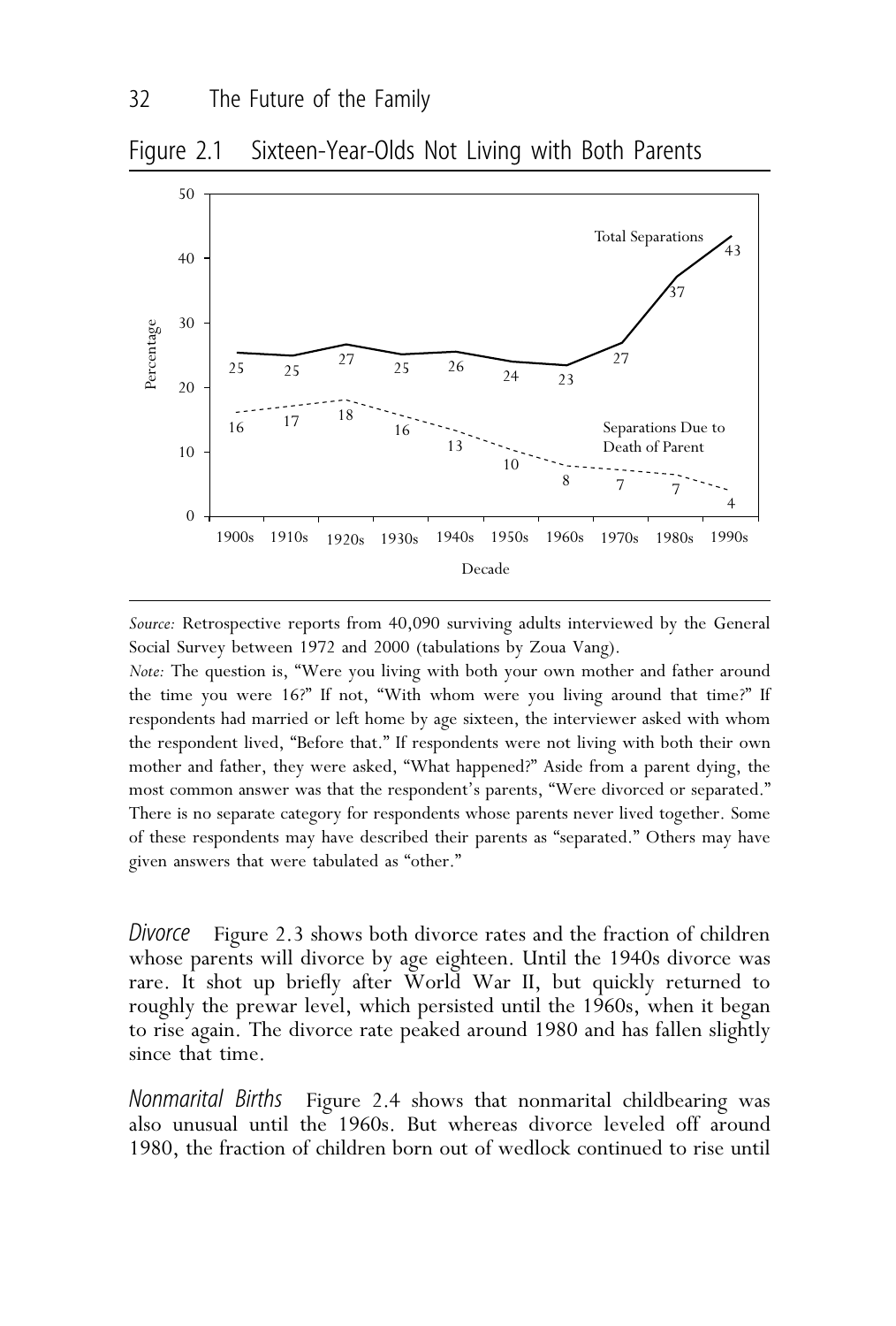Figure 2.1 Sixteen-Year-Olds Not Living with Both Parents

*Source:* Retrospective reports from 40,090 surviving adults interviewed by the General Social Survey between 1972 and 2000 (tabulations by Zoua Vang).

*Note:* The question is, "Were you living with both your own mother and father around the time you were 16?" If not, "With whom were you living around that time?" If respondents had married or left home by age sixteen, the interviewer asked with whom the respondent lived, "Before that." If respondents were not living with both their own mother and father, they were asked, "What happened?" Aside from a parent dying, the most common answer was that the respondent's parents, "Were divorced or separated." There is no separate category for respondents whose parents never lived together. Some of these respondents may have described their parents as "separated." Others may have given answers that were tabulated as "other."

*Divorce* Figure 2.3 shows both divorce rates and the fraction of children whose parents will divorce by age eighteen. Until the 1940s divorce was rare. It shot up briefly after World War II, but quickly returned to roughly the prewar level, which persisted until the 1960s, when it began to rise again. The divorce rate peaked around 1980 and has fallen slightly since that time.

*Nonmarital Births* Figure 2.4 shows that nonmarital childbearing was also unusual until the 1960s. But whereas divorce leveled off around 1980, the fraction of children born out of wedlock continued to rise until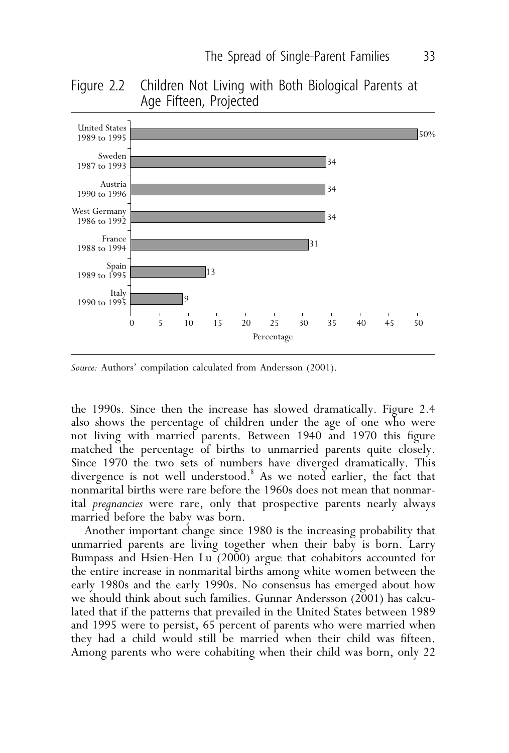Figure 2.2 Children Not Living with Both Biological Parents at Age Fifteen, Projected

| Country and Period | Percentage |
| --- | --- |
| United States 1989 to 1995 | 50% |
| Sweden 1987 to 1993 | 34 |
| Austria 1990 to 1996 | 34 |
| West Germany 1986 to 1992 | 34 |
| France 1988 to 1994 | 31 |
| Spain 1989 to 1995 | 13 |
| Italy 1990 to 1995 | 9 |

*Source:* Authors' compilation calculated from Andersson (2001).

the 1990s. Since then the increase has slowed dramatically. Figure 2.4 also shows the percentage of children under the age of one who were not living with married parents. Between 1940 and 1970 this figure matched the percentage of births to unmarried parents quite closely. Since 1970 the two sets of numbers have diverged dramatically. This divergence is not well understood.[8] As we noted earlier, the fact that nonmarital births were rare before the 1960s does not mean that nonmarital *pregnancies* were rare, only that prospective parents nearly always married before the baby was born.

Another important change since 1980 is the increasing probability that unmarried parents are living together when their baby is born. Larry Bumpass and Hsien-Hen Lu (2000) argue that cohabitors accounted for the entire increase in nonmarital births among white women between the early 1980s and the early 1990s. No consensus has emerged about how we should think about such families. Gunnar Andersson (2001) has calculated that if the patterns that prevailed in the United States between 1989 and 1995 were to persist, 65 percent of parents who were married when they had a child would still be married when their child was fifteen. Among parents who were cohabiting when their child was born, only 22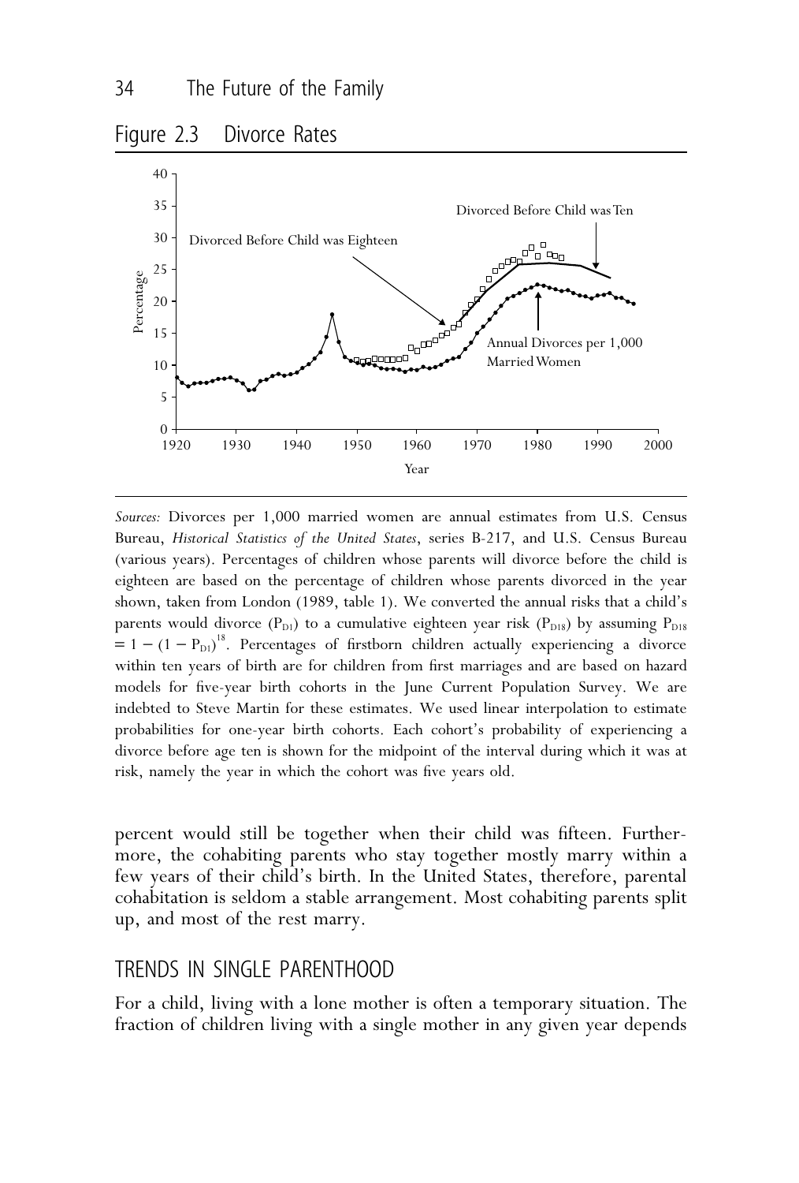Figure 2.3 Divorce Rates

*Sources:* Divorces per 1,000 married women are annual estimates from U.S. Census Bureau, *Historical Statistics of the United States*, series B-217, and U.S. Census Bureau (various years). Percentages of children whose parents will divorce before the child is eighteen are based on the percentage of children whose parents divorced in the year shown, taken from London (1989, table 1). We converted the annual risks that a child's parents would divorce ($P_{D1}$) to a cumulative eighteen year risk ($P_{D18}$) by assuming $P_{D18} = 1 - (1 - P_{D1})^{18}$. Percentages of firstborn children actually experiencing a divorce within ten years of birth are for children from first marriages and are based on hazard models for five-year birth cohorts in the June Current Population Survey. We are indebted to Steve Martin for these estimates. We used linear interpolation to estimate probabilities for one-year birth cohorts. Each cohort's probability of experiencing a divorce before age ten is shown for the midpoint of the interval during which it was at risk, namely the year in which the cohort was five years old.

percent would still be together when their child was fifteen. Furthermore, the cohabiting parents who stay together mostly marry within a few years of their child's birth. In the United States, therefore, parental cohabitation is seldom a stable arrangement. Most cohabiting parents split up, and most of the rest marry.

## TRENDS IN SINGLE PARENTHOOD

For a child, living with a lone mother is often a temporary situation. The fraction of children living with a single mother in any given year depends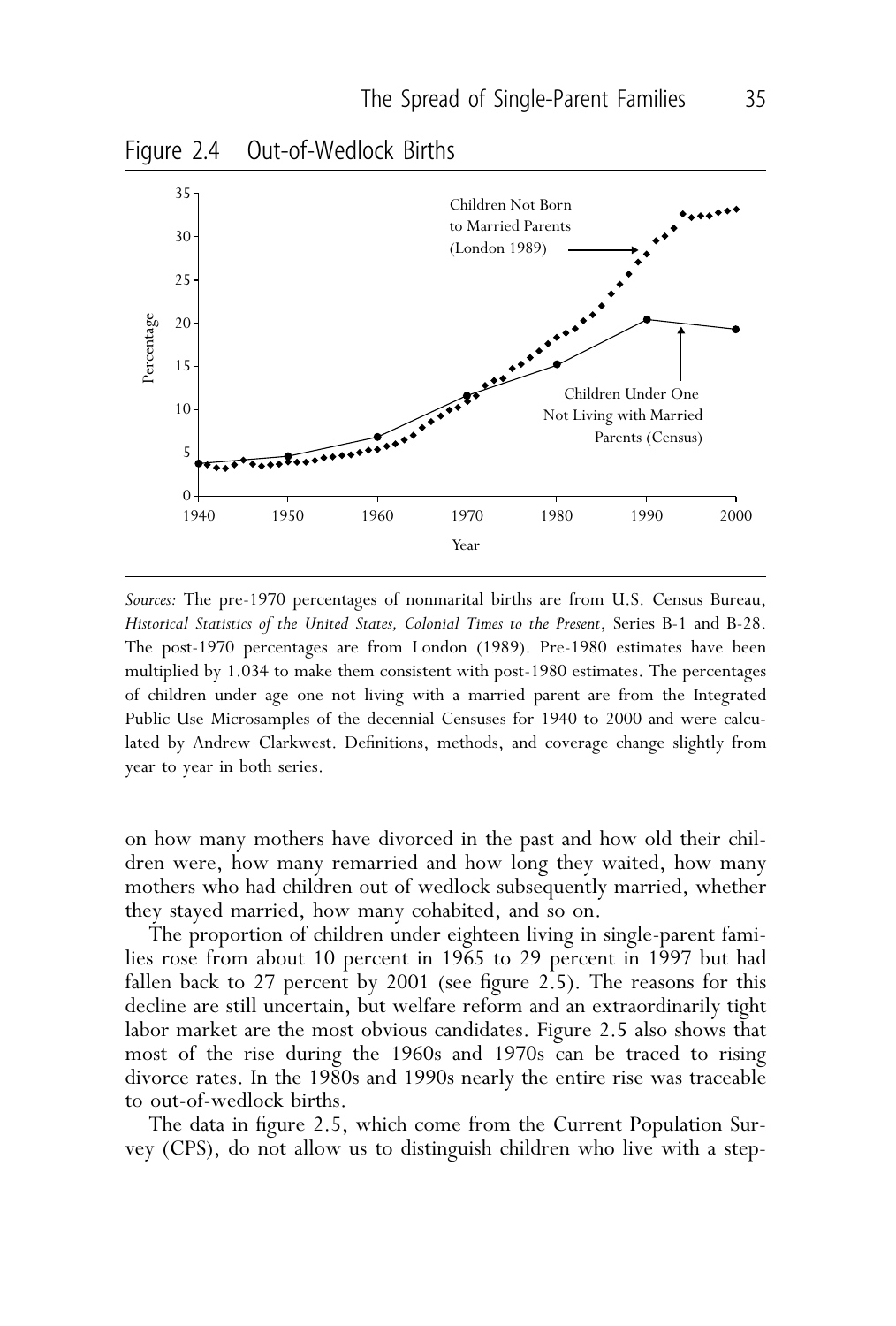Figure 2.4 Out-of-Wedlock Births

*Sources:* The pre-1970 percentages of nonmarital births are from U.S. Census Bureau, *Historical Statistics of the United States, Colonial Times to the Present*, Series B-1 and B-28. The post-1970 percentages are from London (1989). Pre-1980 estimates have been multiplied by 1.034 to make them consistent with post-1980 estimates. The percentages of children under age one not living with a married parent are from the Integrated Public Use Microsamples of the decennial Censuses for 1940 to 2000 and were calculated by Andrew Clarkwest. Definitions, methods, and coverage change slightly from year to year in both series.

on how many mothers have divorced in the past and how old their children were, how many remarried and how long they waited, how many mothers who had children out of wedlock subsequently married, whether they stayed married, how many cohabited, and so on.

The proportion of children under eighteen living in single-parent families rose from about 10 percent in 1965 to 29 percent in 1997 but had fallen back to 27 percent by 2001 (see figure 2.5). The reasons for this decline are still uncertain, but welfare reform and an extraordinarily tight labor market are the most obvious candidates. Figure 2.5 also shows that most of the rise during the 1960s and 1970s can be traced to rising divorce rates. In the 1980s and 1990s nearly the entire rise was traceable to out-of-wedlock births.

The data in figure 2.5, which come from the Current Population Survey (CPS), do not allow us to distinguish children who live with a step-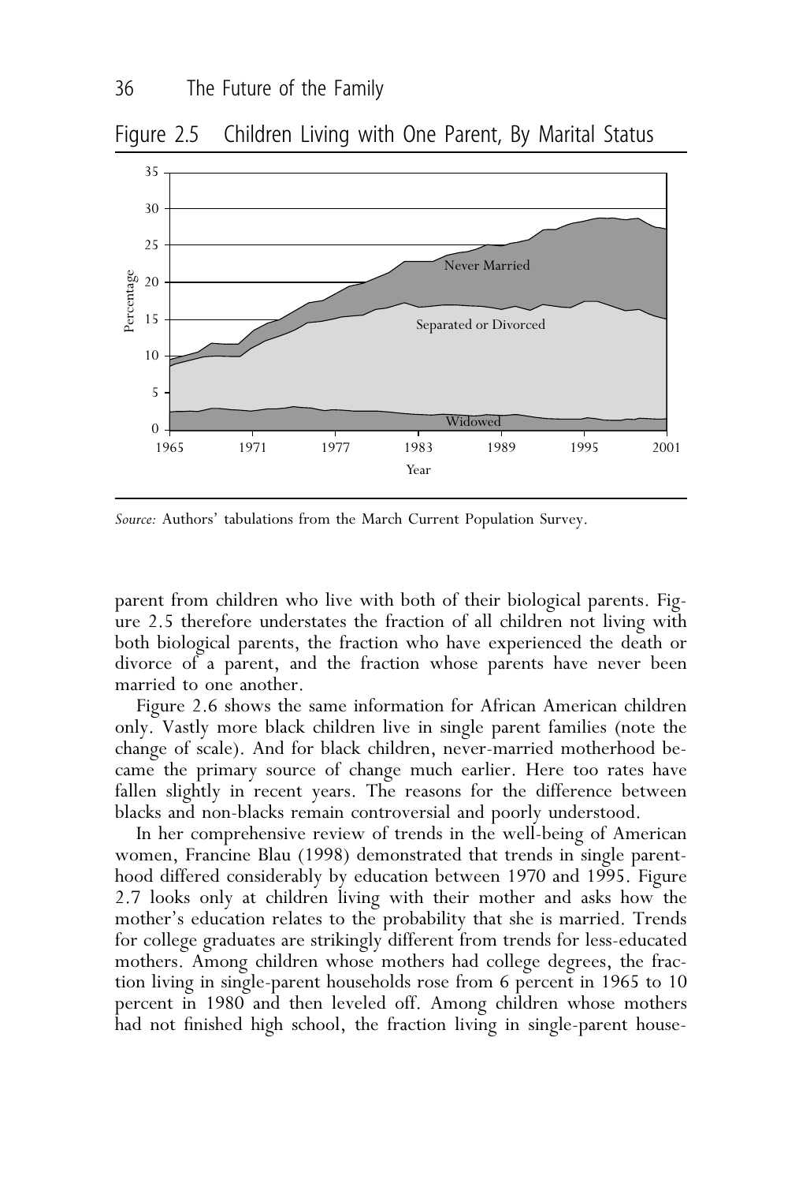Figure 2.5 Children Living with One Parent, By Marital Status

*Source:* Authors' tabulations from the March Current Population Survey.

parent from children who live with both of their biological parents. Figure 2.5 therefore understates the fraction of all children not living with both biological parents, the fraction who have experienced the death or divorce of a parent, and the fraction whose parents have never been married to one another.

Figure 2.6 shows the same information for African American children only. Vastly more black children live in single parent families (note the change of scale). And for black children, never-married motherhood became the primary source of change much earlier. Here too rates have fallen slightly in recent years. The reasons for the difference between blacks and non-blacks remain controversial and poorly understood.

In her comprehensive review of trends in the well-being of American women, Francine Blau (1998) demonstrated that trends in single parenthood differed considerably by education between 1970 and 1995. Figure 2.7 looks only at children living with their mother and asks how the mother's education relates to the probability that she is married. Trends for college graduates are strikingly different from trends for less-educated mothers. Among children whose mothers had college degrees, the fraction living in single-parent households rose from 6 percent in 1965 to 10 percent in 1980 and then leveled off. Among children whose mothers had not finished high school, the fraction living in single-parent house-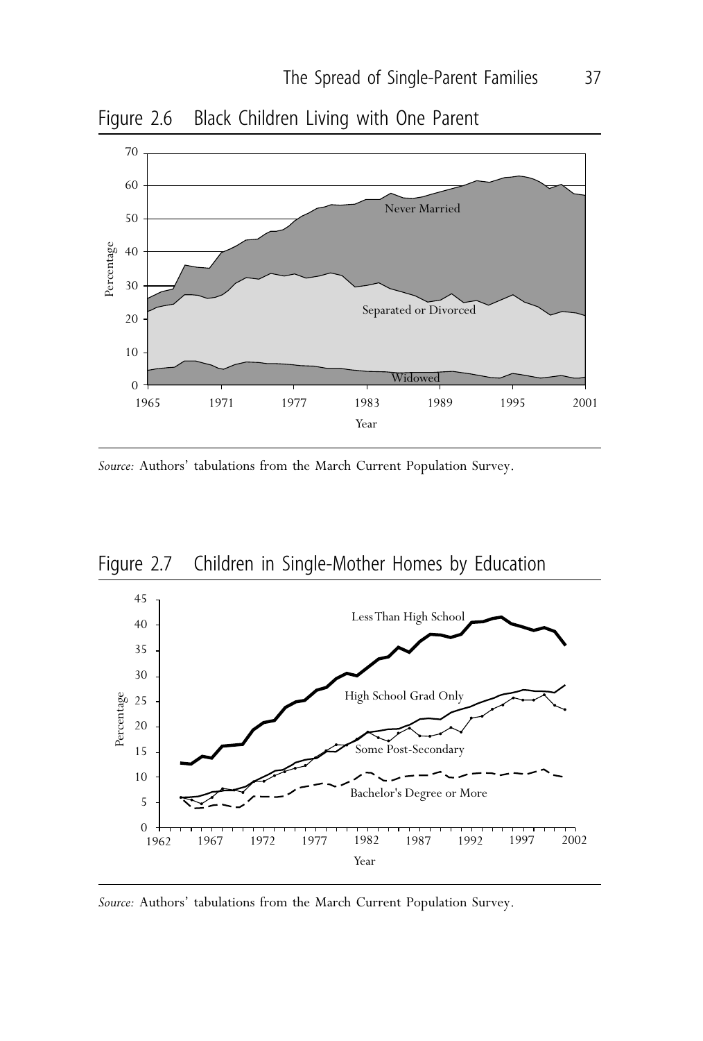Figure 2.6 Black Children Living with One Parent

Source: Authors' tabulations from the March Current Population Survey.

Figure 2.7 Children in Single-Mother Homes by Education

Source: Authors' tabulations from the March Current Population Survey.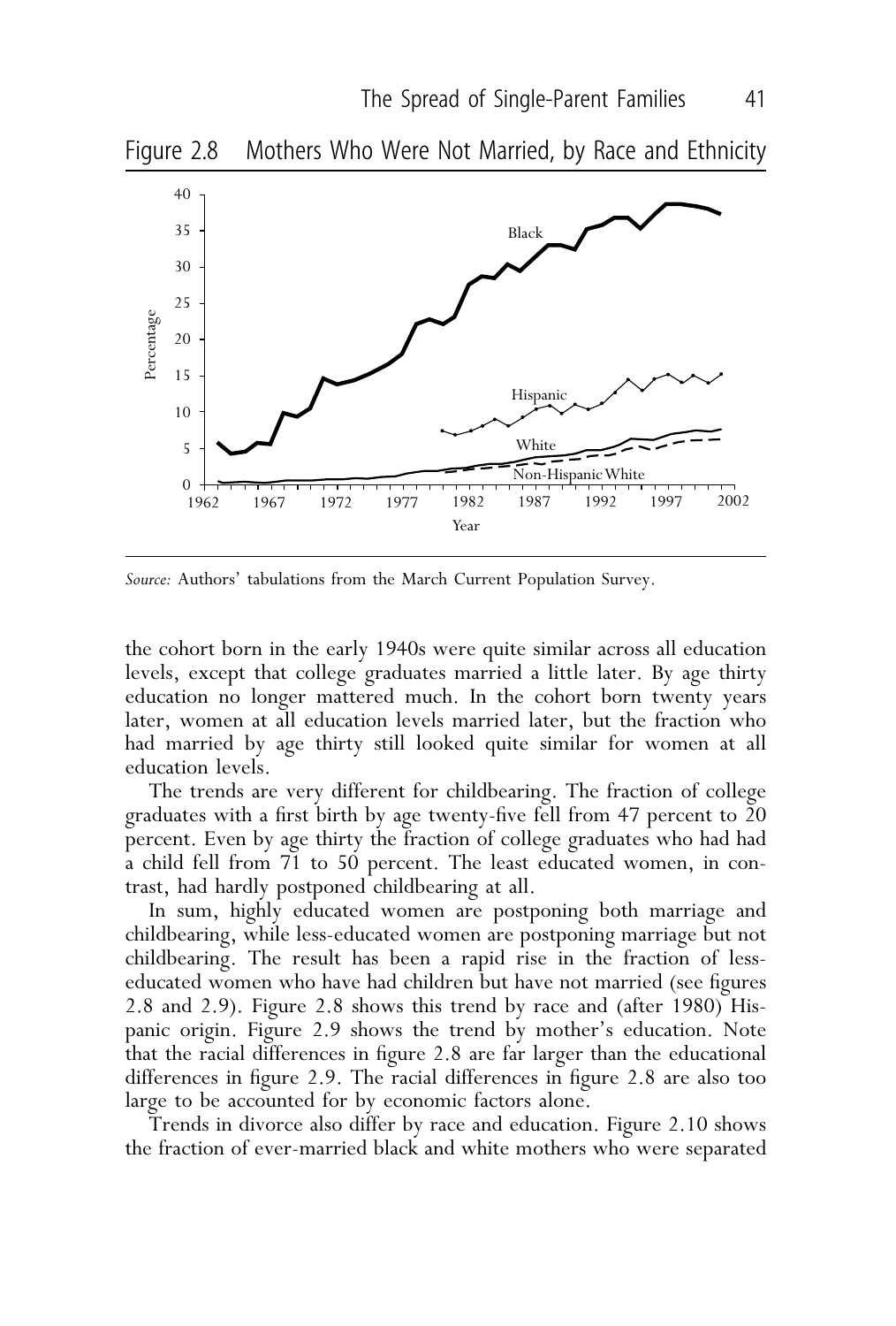Figure 2.8 Mothers Who Were Not Married, by Race and Ethnicity

*Source:* Authors' tabulations from the March Current Population Survey.

the cohort born in the early 1940s were quite similar across all education levels, except that college graduates married a little later. By age thirty education no longer mattered much. In the cohort born twenty years later, women at all education levels married later, but the fraction who had married by age thirty still looked quite similar for women at all education levels.

The trends are very different for childbearing. The fraction of college graduates with a first birth by age twenty-five fell from 47 percent to 20 percent. Even by age thirty the fraction of college graduates who had had a child fell from 71 to 50 percent. The least educated women, in contrast, had hardly postponed childbearing at all.

In sum, highly educated women are postponing both marriage and childbearing, while less-educated women are postponing marriage but not childbearing. The result has been a rapid rise in the fraction of less-educated women who have had children but have not married (see figures 2.8 and 2.9). Figure 2.8 shows this trend by race and (after 1980) Hispanic origin. Figure 2.9 shows the trend by mother's education. Note that the racial differences in figure 2.8 are far larger than the educational differences in figure 2.9. The racial differences in figure 2.8 are also too large to be accounted for by economic factors alone.

Trends in divorce also differ by race and education. Figure 2.10 shows the fraction of ever-married black and white mothers who were separated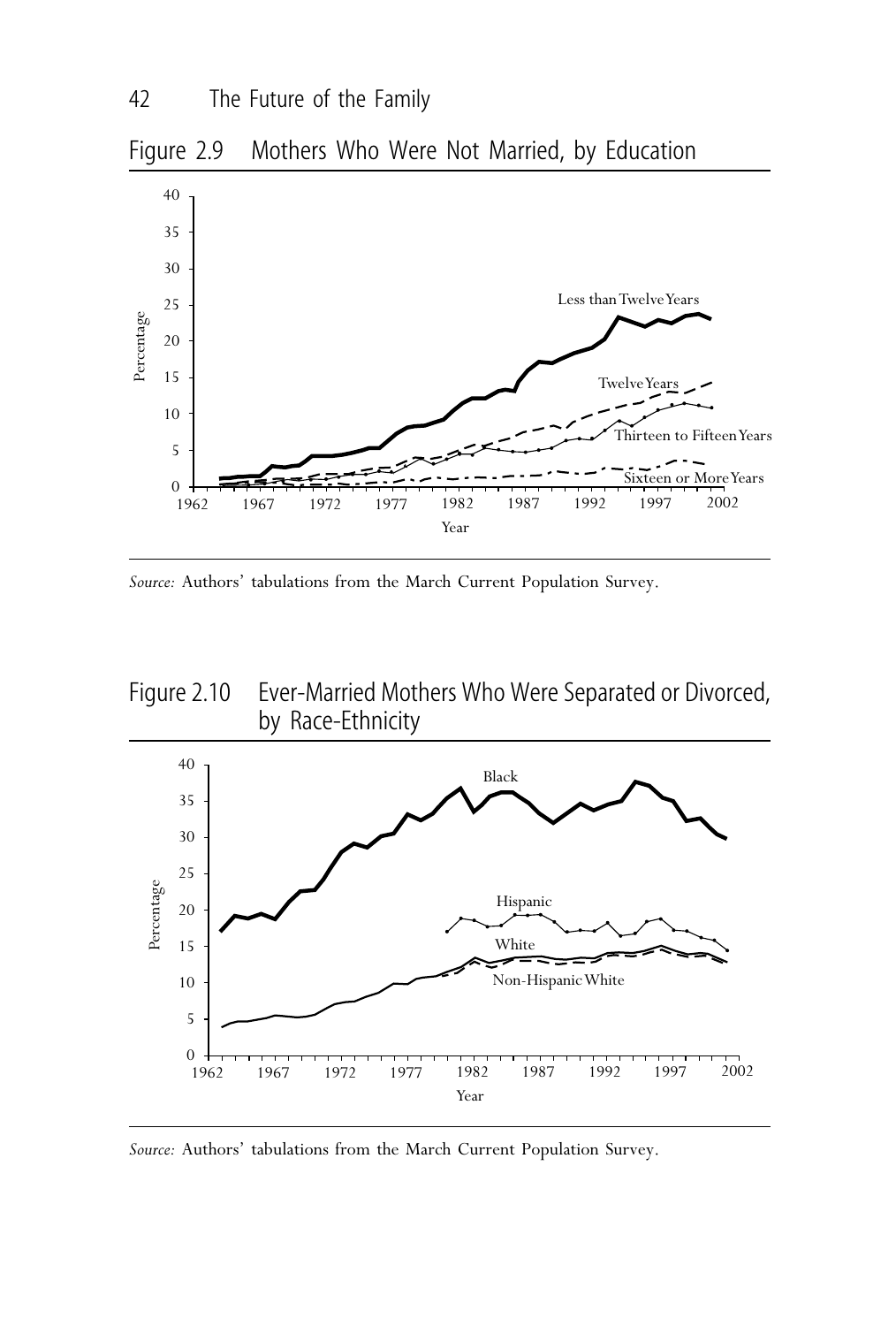Figure 2.9 Mothers Who Were Not Married, by Education

Source: Authors' tabulations from the March Current Population Survey.

Figure 2.10 Ever-Married Mothers Who Were Separated or Divorced, by Race-Ethnicity

Source: Authors' tabulations from the March Current Population Survey.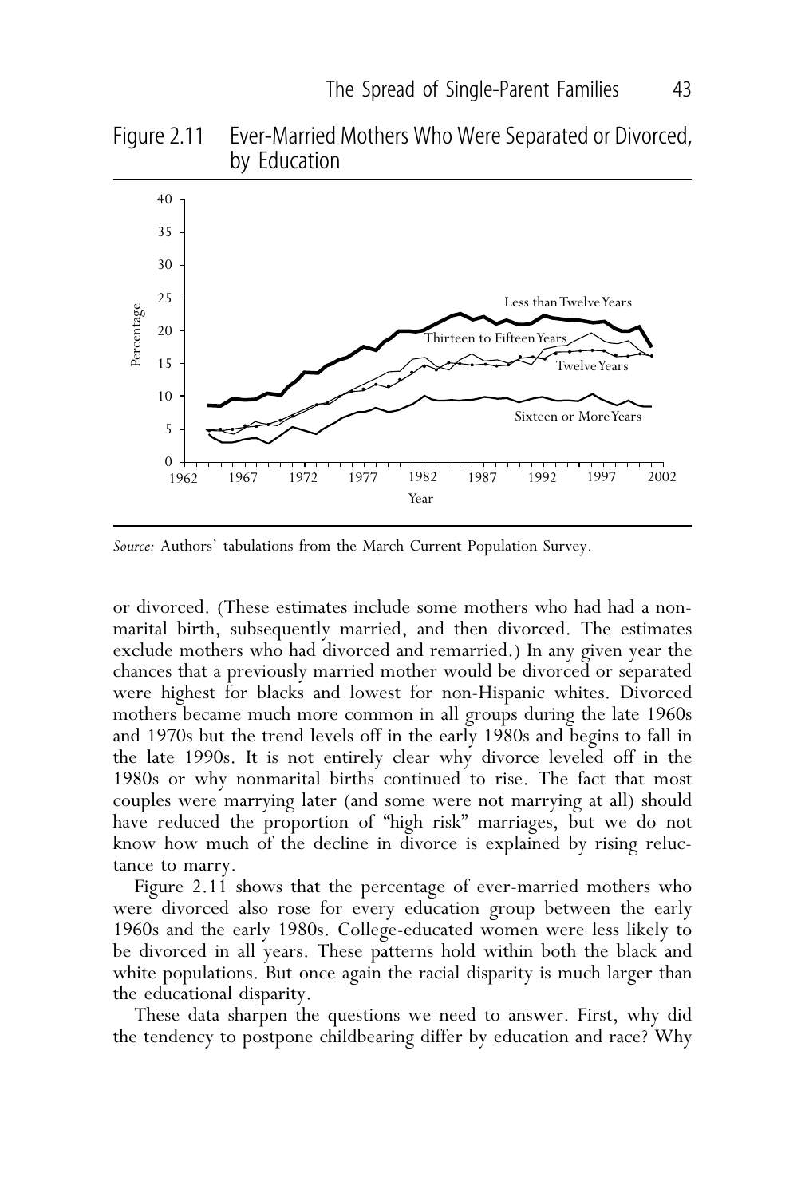Figure 2.11 Ever-Married Mothers Who Were Separated or Divorced, by Education

*Source:* Authors' tabulations from the March Current Population Survey.

or divorced. (These estimates include some mothers who had had a nonmarital birth, subsequently married, and then divorced. The estimates exclude mothers who had divorced and remarried.) In any given year the chances that a previously married mother would be divorced or separated were highest for blacks and lowest for non-Hispanic whites. Divorced mothers became much more common in all groups during the late 1960s and 1970s but the trend levels off in the early 1980s and begins to fall in the late 1990s. It is not entirely clear why divorce leveled off in the 1980s or why nonmarital births continued to rise. The fact that most couples were marrying later (and some were not marrying at all) should have reduced the proportion of "high risk" marriages, but we do not know how much of the decline in divorce is explained by rising reluctance to marry.

Figure 2.11 shows that the percentage of ever-married mothers who were divorced also rose for every education group between the early 1960s and the early 1980s. College-educated women were less likely to be divorced in all years. These patterns hold within both the black and white populations. But once again the racial disparity is much larger than the educational disparity.

These data sharpen the questions we need to answer. First, why did the tendency to postpone childbearing differ by education and race? Why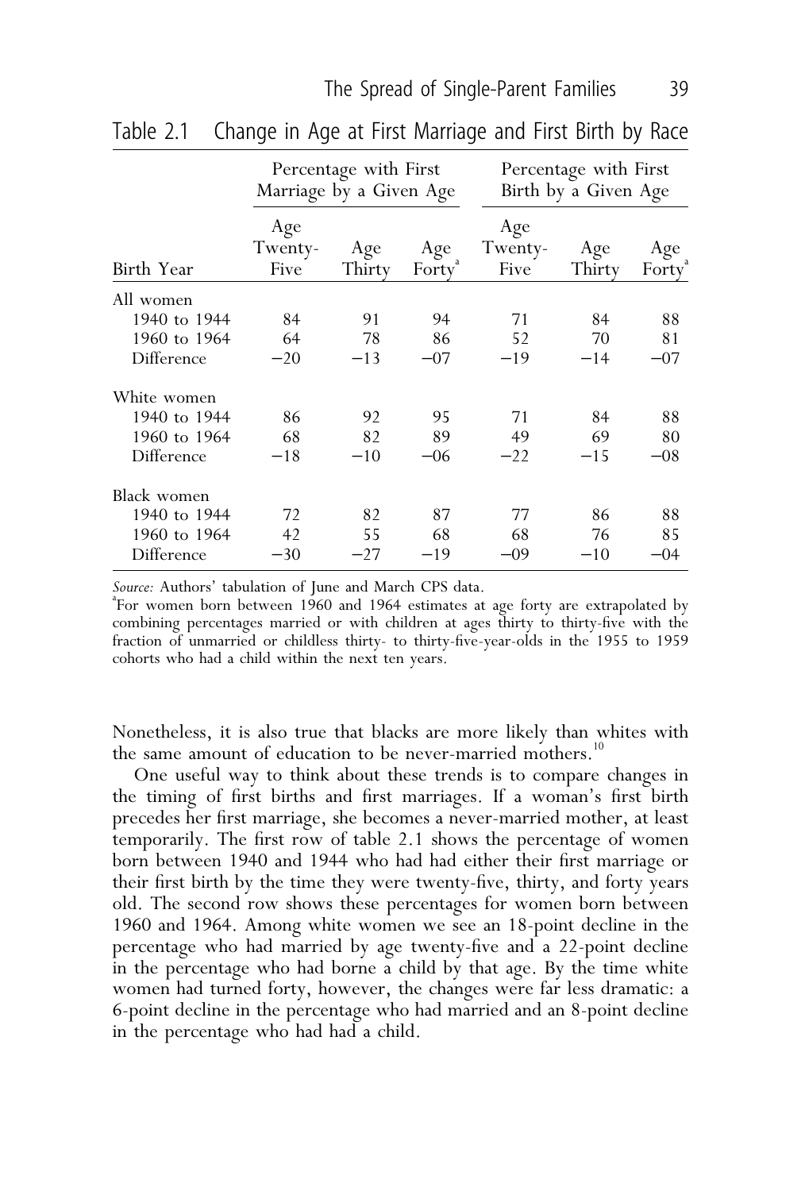Table 2.1 Change in Age at First Marriage and First Birth by Race

| | Percentage with First Marriage by a Given Age | | | Percentage with First Birth by a Given Age | | |
|---|---|---|---|---|---|---|
| Birth Year | Age Twenty-Five | Age Thirty | Age Forty[a] | Age Twenty-Five | Age Thirty | Age Forty[a] |
| All women | | | | | | |
| 1940 to 1944 | 84 | 91 | 94 | 71 | 84 | 88 |
| 1960 to 1964 | 64 | 78 | 86 | 52 | 70 | 81 |
| Difference | −20 | −13 | −07 | −19 | −14 | −07 |
| White women | | | | | | |
| 1940 to 1944 | 86 | 92 | 95 | 71 | 84 | 88 |
| 1960 to 1964 | 68 | 82 | 89 | 49 | 69 | 80 |
| Difference | −18 | −10 | −06 | −22 | −15 | −08 |
| Black women | | | | | | |
| 1940 to 1944 | 72 | 82 | 87 | 77 | 86 | 88 |
| 1960 to 1964 | 42 | 55 | 68 | 68 | 76 | 85 |
| Difference | −30 | −27 | −19 | −09 | −10 | −04 |

*Source:* Authors' tabulation of June and March CPS data.

[a]For women born between 1960 and 1964 estimates at age forty are extrapolated by combining percentages married or with children at ages thirty to thirty-five with the fraction of unmarried or childless thirty- to thirty-five-year-olds in the 1955 to 1959 cohorts who had a child within the next ten years.

Nonetheless, it is also true that blacks are more likely than whites with the same amount of education to be never-married mothers.[10]

One useful way to think about these trends is to compare changes in the timing of first births and first marriages. If a woman's first birth precedes her first marriage, she becomes a never-married mother, at least temporarily. The first row of table 2.1 shows the percentage of women born between 1940 and 1944 who had had either their first marriage or their first birth by the time they were twenty-five, thirty, and forty years old. The second row shows these percentages for women born between 1960 and 1964. Among white women we see an 18-point decline in the percentage who had married by age twenty-five and a 22-point decline in the percentage who had borne a child by that age. By the time white women had turned forty, however, the changes were far less dramatic: a 6-point decline in the percentage who had married and an 8-point decline in the percentage who had had a child.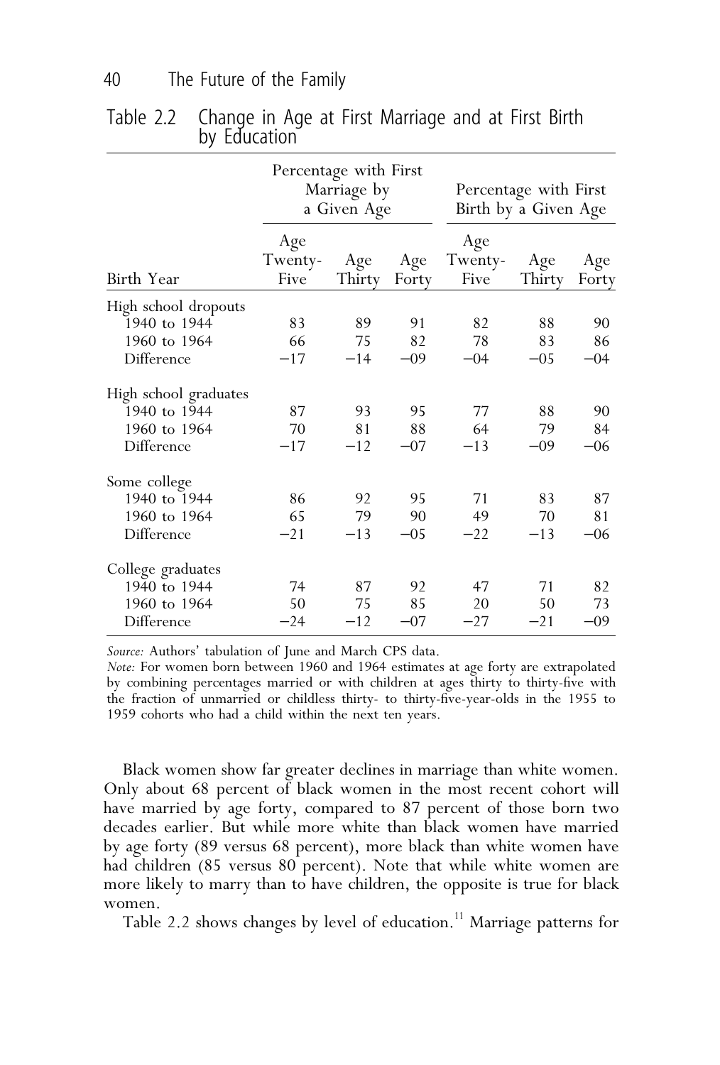Table 2.2 Change in Age at First Marriage and at First Birth by Education

| Birth Year | Percentage with First Marriage by a Given Age | | | Percentage with First Birth by a Given Age | | |
|---|---|---|---|---|---|---|
| | Age Twenty-Five | Age Thirty | Age Forty | Age Twenty-Five | Age Thirty | Age Forty |
| High school dropouts | | | | | | |
| 1940 to 1944 | 83 | 89 | 91 | 82 | 88 | 90 |
| 1960 to 1964 | 66 | 75 | 82 | 78 | 83 | 86 |
| Difference | −17 | −14 | −09 | −04 | −05 | −04 |
| High school graduates | | | | | | |
| 1940 to 1944 | 87 | 93 | 95 | 77 | 88 | 90 |
| 1960 to 1964 | 70 | 81 | 88 | 64 | 79 | 84 |
| Difference | −17 | −12 | −07 | −13 | −09 | −06 |
| Some college | | | | | | |
| 1940 to 1944 | 86 | 92 | 95 | 71 | 83 | 87 |
| 1960 to 1964 | 65 | 79 | 90 | 49 | 70 | 81 |
| Difference | −21 | −13 | −05 | −22 | −13 | −06 |
| College graduates | | | | | | |
| 1940 to 1944 | 74 | 87 | 92 | 47 | 71 | 82 |
| 1960 to 1964 | 50 | 75 | 85 | 20 | 50 | 73 |
| Difference | −24 | −12 | −07 | −27 | −21 | −09 |

*Source:* Authors' tabulation of June and March CPS data.

*Note:* For women born between 1960 and 1964 estimates at age forty are extrapolated by combining percentages married or with children at ages thirty to thirty-five with the fraction of unmarried or childless thirty- to thirty-five-year-olds in the 1955 to 1959 cohorts who had a child within the next ten years.

Black women show far greater declines in marriage than white women. Only about 68 percent of black women in the most recent cohort will have married by age forty, compared to 87 percent of those born two decades earlier. But while more white than black women have married by age forty (89 versus 68 percent), more black than white women have had children (85 versus 80 percent). Note that while white women are more likely to marry than to have children, the opposite is true for black women.

Table 2.2 shows changes by level of education.[11] Marriage patterns for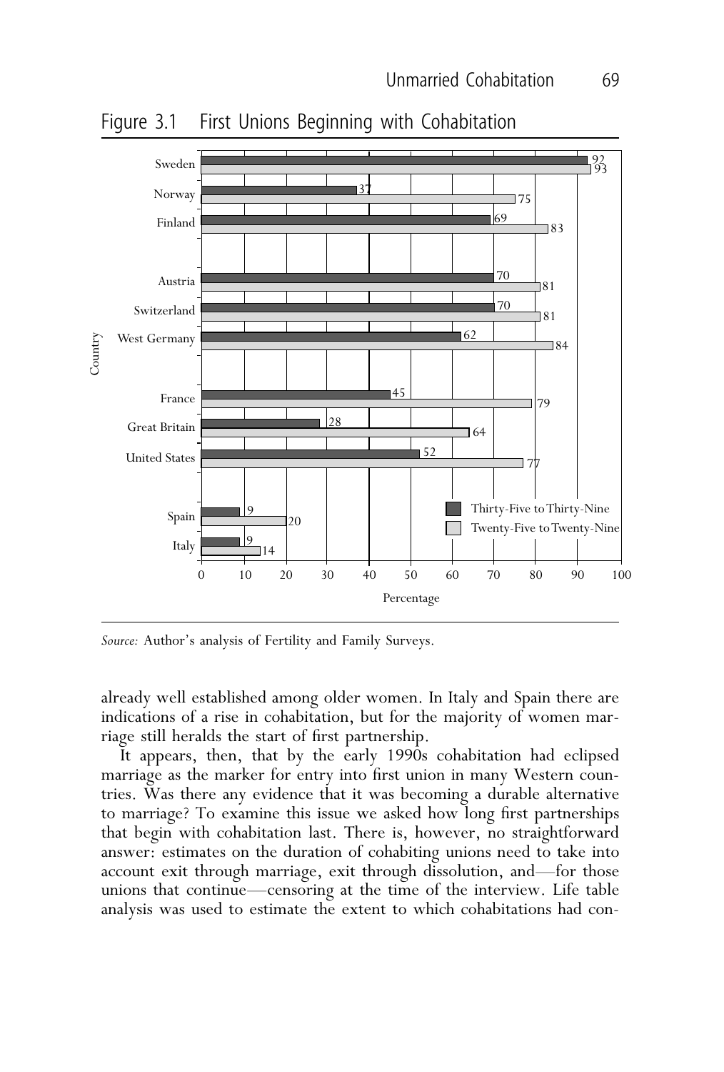Figure 3.1 First Unions Beginning with Cohabitation

| Country | Thirty-Five to Thirty-Nine | Twenty-Five to Twenty-Nine |
|---|---|---|
| Sweden | 92 | 93 |
| Norway | 37 | 75 |
| Finland | 69 | 83 |
| Austria | 70 | 81 |
| Switzerland | 70 | 81 |
| West Germany | 62 | 84 |
| France | 45 | 79 |
| Great Britain | 28 | 64 |
| United States | 52 | 77 |
| Spain | 9 | 20 |
| Italy | 9 | 14 |

Percentage

*Source:* Author's analysis of Fertility and Family Surveys.

already well established among older women. In Italy and Spain there are indications of a rise in cohabitation, but for the majority of women marriage still heralds the start of first partnership.

It appears, then, that by the early 1990s cohabitation had eclipsed marriage as the marker for entry into first union in many Western countries. Was there any evidence that it was becoming a durable alternative to marriage? To examine this issue we asked how long first partnerships that begin with cohabitation last. There is, however, no straightforward answer: estimates on the duration of cohabiting unions need to take into account exit through marriage, exit through dissolution, and—for those unions that continue—censoring at the time of the interview. Life table analysis was used to estimate the extent to which cohabitations had con-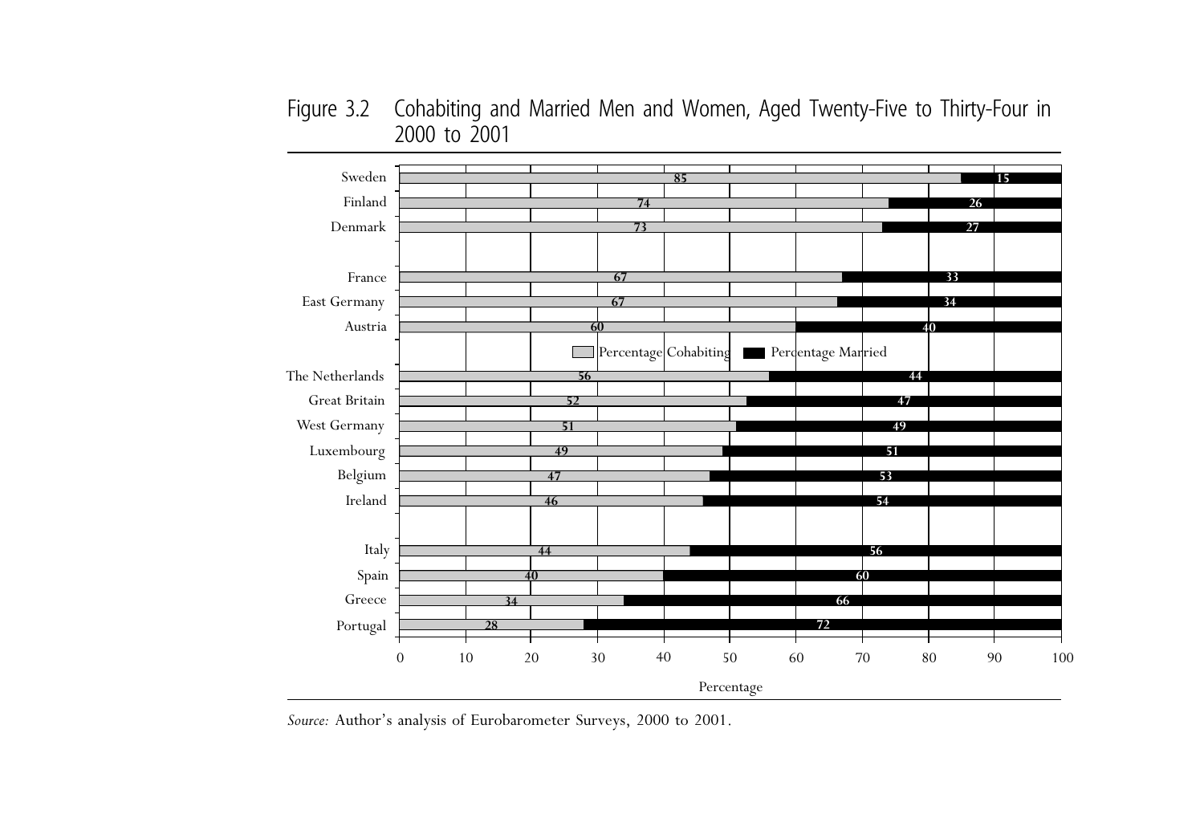Figure 3.2 Cohabiting and Married Men and Women, Aged Twenty-Five to Thirty-Four in 2000 to 2001

| Country | Percentage Cohabiting | Percentage Married |
| --- | --- | --- |
| Sweden | 85 | 15 |
| Finland | 74 | 26 |
| Denmark | 73 | 27 |
| France | 67 | 33 |
| East Germany | 67 | 34 |
| Austria | 60 | 40 |
| The Netherlands | 56 | 44 |
| Great Britain | 52 | 47 |
| West Germany | 51 | 49 |
| Luxembourg | 49 | 51 |
| Belgium | 47 | 53 |
| Ireland | 46 | 54 |
| Italy | 44 | 56 |
| Spain | 40 | 60 |
| Greece | 34 | 66 |
| Portugal | 28 | 72 |

*Source:* Author's analysis of Eurobarometer Surveys, 2000 to 2001.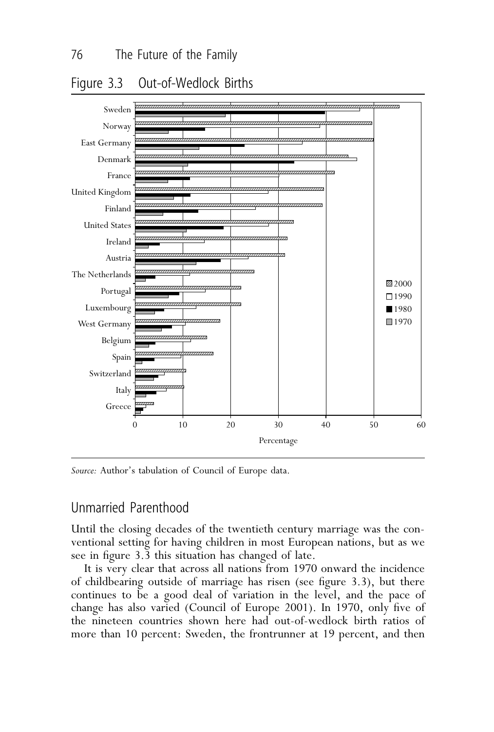Figure 3.3 Out-of-Wedlock Births

*Source:* Author's tabulation of Council of Europe data.

## Unmarried Parenthood

Until the closing decades of the twentieth century marriage was the conventional setting for having children in most European nations, but as we see in figure 3.3 this situation has changed of late.

It is very clear that across all nations from 1970 onward the incidence of childbearing outside of marriage has risen (see figure 3.3), but there continues to be a good deal of variation in the level, and the pace of change has also varied (Council of Europe 2001). In 1970, only five of the nineteen countries shown here had out-of-wedlock birth ratios of more than 10 percent: Sweden, the frontrunner at 19 percent, and then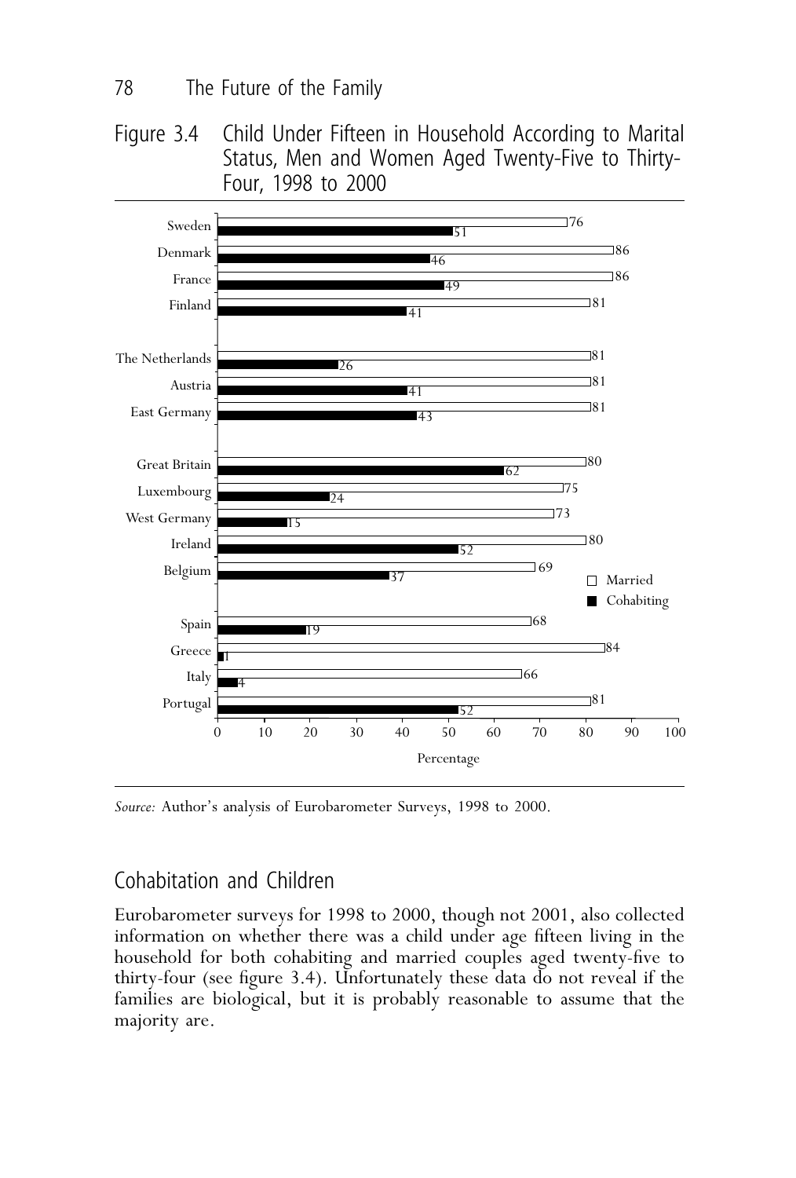Figure 3.4 Child Under Fifteen in Household According to Marital Status, Men and Women Aged Twenty-Five to Thirty-Four, 1998 to 2000

| Country | Married | Cohabiting |
|---|---|---|
| Sweden | 76 | 51 |
| Denmark | 86 | 46 |
| France | 86 | 49 |
| Finland | 81 | 41 |
| The Netherlands | 81 | 26 |
| Austria | 81 | 41 |
| East Germany | 81 | 43 |
| Great Britain | 80 | 62 |
| Luxembourg | 75 | 24 |
| West Germany | 73 | 15 |
| Ireland | 80 | 52 |
| Belgium | 69 | 37 |
| Spain | 68 | 19 |
| Greece | 84 | 1 |
| Italy | 66 | 4 |
| Portugal | 81 | 52 |

Percentage

*Source:* Author's analysis of Eurobarometer Surveys, 1998 to 2000.

## Cohabitation and Children

Eurobarometer surveys for 1998 to 2000, though not 2001, also collected information on whether there was a child under age fifteen living in the household for both cohabiting and married couples aged twenty-five to thirty-four (see figure 3.4). Unfortunately these data do not reveal if the families are biological, but it is probably reasonable to assume that the majority are.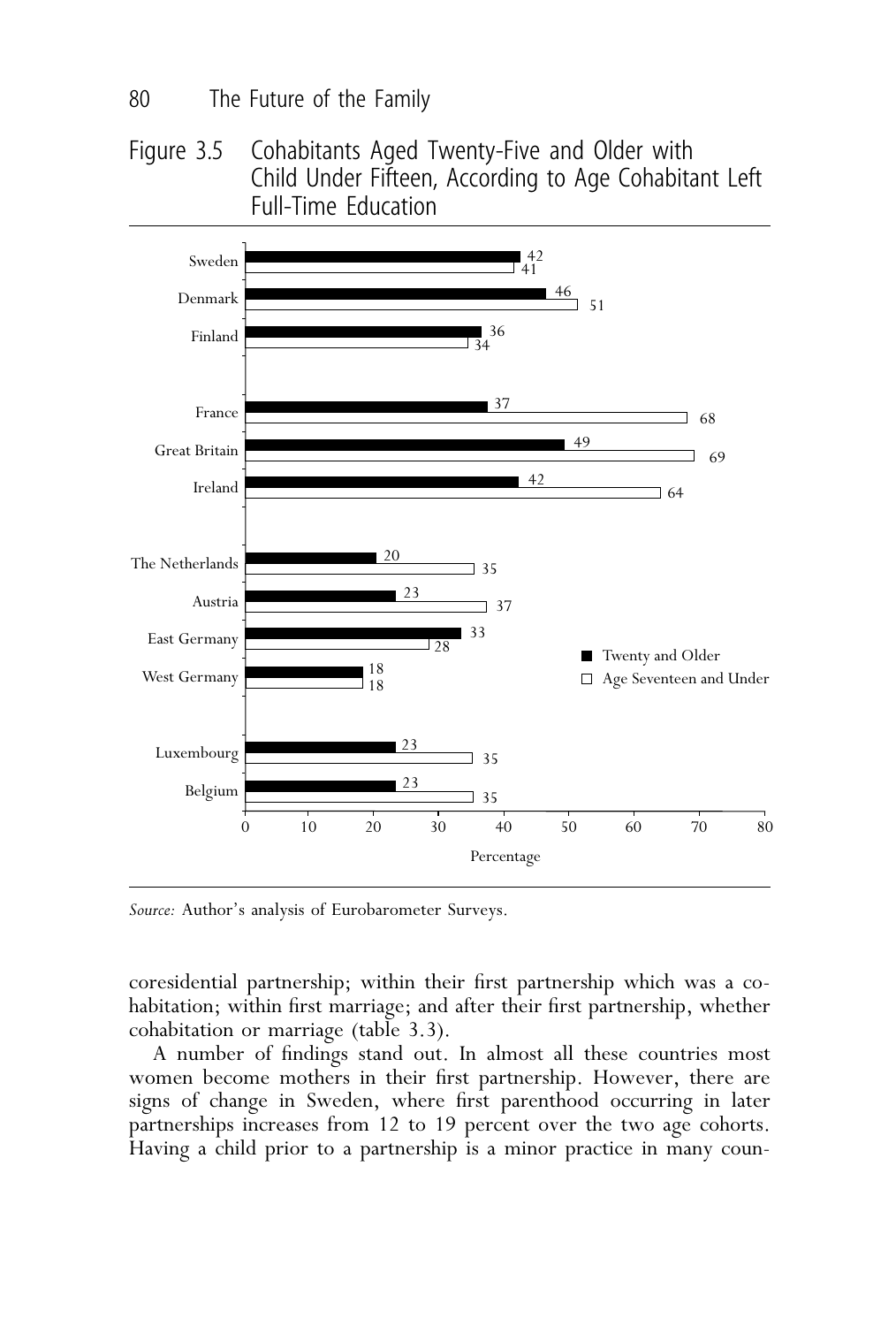Figure 3.5 Cohabitants Aged Twenty-Five and Older with Child Under Fifteen, According to Age Cohabitant Left Full-Time Education

| Country | Twenty and Older | Age Seventeen and Under |
|---|---|---|
| Sweden | 42 | 41 |
| Denmark | 46 | 51 |
| Finland | 36 | 34 |
| France | 37 | 68 |
| Great Britain | 49 | 69 |
| Ireland | 42 | 64 |
| The Netherlands | 20 | 35 |
| Austria | 23 | 37 |
| East Germany | 33 | 28 |
| West Germany | 18 | 18 |
| Luxembourg | 23 | 35 |
| Belgium | 23 | 35 |

Percentage

*Source:* Author's analysis of Eurobarometer Surveys.

coresidential partnership; within their first partnership which was a cohabitation; within first marriage; and after their first partnership, whether cohabitation or marriage (table 3.3).

A number of findings stand out. In almost all these countries most women become mothers in their first partnership. However, there are signs of change in Sweden, where first parenthood occurring in later partnerships increases from 12 to 19 percent over the two age cohorts. Having a child prior to a partnership is a minor practice in many coun-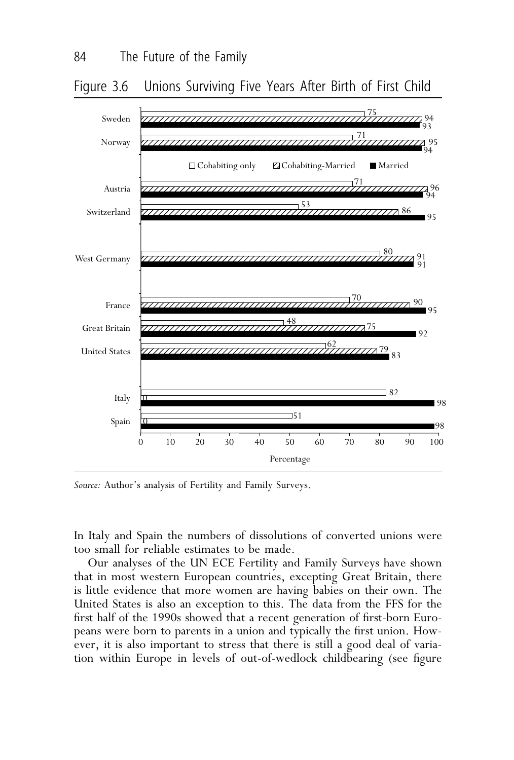Figure 3.6 Unions Surviving Five Years After Birth of First Child

| Country | Cohabiting only | Cohabiting-Married | Married |
| --- | --- | --- | --- |
| Sweden | 75 | 94 | 93 |
| Norway | 71 | 95 | 94 |
| Austria | 71 | 96 | 94 |
| Switzerland | 53 | 86 | 95 |
| West Germany | 80 | 91 | 91 |
| France | 70 | 90 | 95 |
| Great Britain | 48 | 75 | 92 |
| United States | 62 | 79 | 83 |
| Italy | 82 | 0 | 98 |
| Spain | 51 | 0 | 98 |

Percentage

*Source:* Author's analysis of Fertility and Family Surveys.

In Italy and Spain the numbers of dissolutions of converted unions were too small for reliable estimates to be made.

Our analyses of the UN ECE Fertility and Family Surveys have shown that in most western European countries, excepting Great Britain, there is little evidence that more women are having babies on their own. The United States is also an exception to this. The data from the FFS for the first half of the 1990s showed that a recent generation of first-born Europeans were born to parents in a union and typically the first union. However, it is also important to stress that there is still a good deal of variation within Europe in levels of out-of-wedlock childbearing (see figure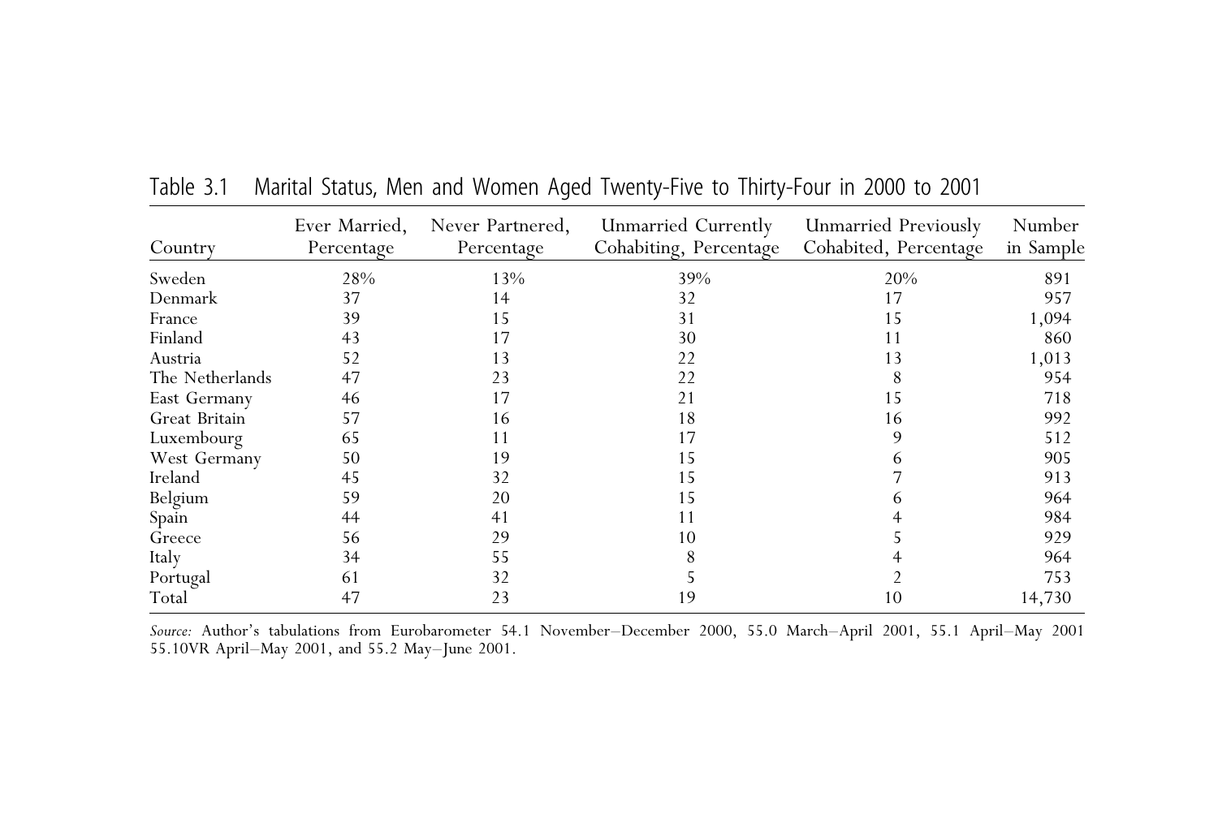Table 3.1 Marital Status, Men and Women Aged Twenty-Five to Thirty-Four in 2000 to 2001

| Country | Ever Married, Percentage | Never Partnered, Percentage | Unmarried Currently Cohabiting, Percentage | Unmarried Previously Cohabited, Percentage | Number in Sample |
|---|---|---|---|---|---|
| Sweden | 28% | 13% | 39% | 20% | 891 |
| Denmark | 37 | 14 | 32 | 17 | 957 |
| France | 39 | 15 | 31 | 15 | 1,094 |
| Finland | 43 | 17 | 30 | 11 | 860 |
| Austria | 52 | 13 | 22 | 13 | 1,013 |
| The Netherlands | 47 | 23 | 22 | 8 | 954 |
| East Germany | 46 | 17 | 21 | 15 | 718 |
| Great Britain | 57 | 16 | 18 | 16 | 992 |
| Luxembourg | 65 | 11 | 17 | 9 | 512 |
| West Germany | 50 | 19 | 15 | 6 | 905 |
| Ireland | 45 | 32 | 15 | 7 | 913 |
| Belgium | 59 | 20 | 15 | 6 | 964 |
| Spain | 44 | 41 | 11 | 4 | 984 |
| Greece | 56 | 29 | 10 | 5 | 929 |
| Italy | 34 | 55 | 8 | 4 | 964 |
| Portugal | 61 | 32 | 5 | 2 | 753 |
| Total | 47 | 23 | 19 | 10 | 14,730 |

*Source:* Author's tabulations from Eurobarometer 54.1 November–December 2000, 55.0 March–April 2001, 55.1 April–May 2001 55.10VR April–May 2001, and 55.2 May–June 2001.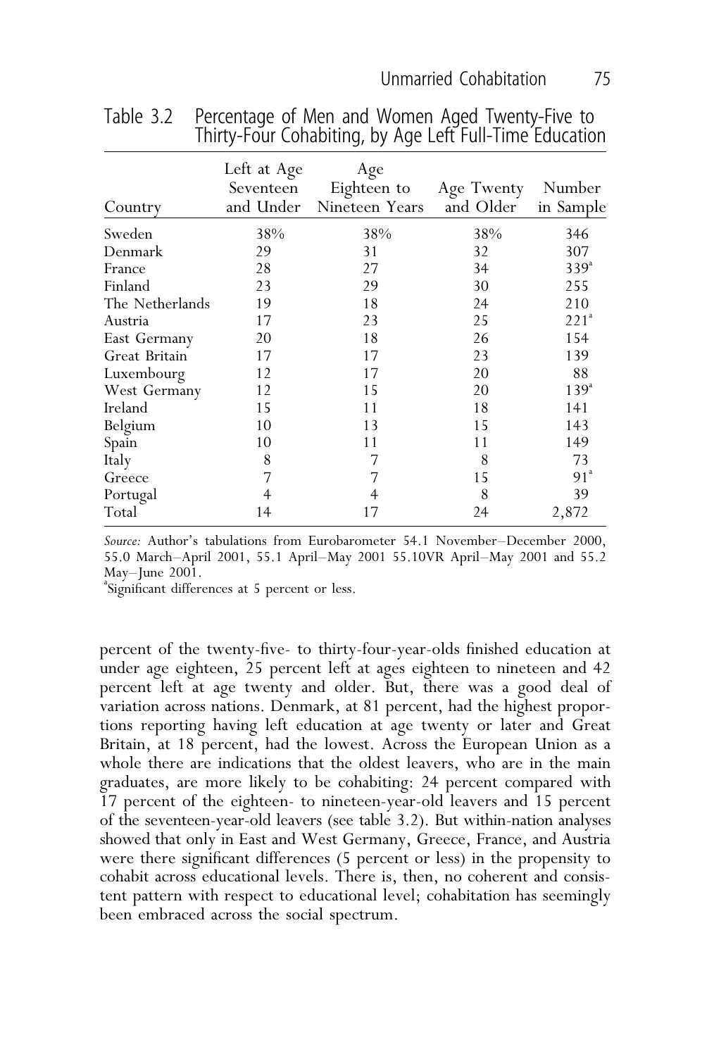Table 3.2 Percentage of Men and Women Aged Twenty-Five to Thirty-Four Cohabiting, by Age Left Full-Time Education

| Country | Left at Age Seventeen and Under | Age Eighteen to Nineteen Years | Age Twenty and Older | Number in Sample |
|---|---|---|---|---|
| Sweden | 38% | 38% | 38% | 346 |
| Denmark | 29 | 31 | 32 | 307 |
| France | 28 | 27 | 34 | 339[a] |
| Finland | 23 | 29 | 30 | 255 |
| The Netherlands | 19 | 18 | 24 | 210 |
| Austria | 17 | 23 | 25 | 221[a] |
| East Germany | 20 | 18 | 26 | 154 |
| Great Britain | 17 | 17 | 23 | 139 |
| Luxembourg | 12 | 17 | 20 | 88 |
| West Germany | 12 | 15 | 20 | 139[a] |
| Ireland | 15 | 11 | 18 | 141 |
| Belgium | 10 | 13 | 15 | 143 |
| Spain | 10 | 11 | 11 | 149 |
| Italy | 8 | 7 | 8 | 73 |
| Greece | 7 | 7 | 15 | 91[a] |
| Portugal | 4 | 4 | 8 | 39 |
| Total | 14 | 17 | 24 | 2,872 |

*Source:* Author's tabulations from Eurobarometer 54.1 November–December 2000, 55.0 March–April 2001, 55.1 April–May 2001 55.10VR April–May 2001 and 55.2 May–June 2001.

[a]Significant differences at 5 percent or less.

percent of the twenty-five- to thirty-four-year-olds finished education at under age eighteen, 25 percent left at ages eighteen to nineteen and 42 percent left at age twenty and older. But, there was a good deal of variation across nations. Denmark, at 81 percent, had the highest proportions reporting having left education at age twenty or later and Great Britain, at 18 percent, had the lowest. Across the European Union as a whole there are indications that the oldest leavers, who are in the main graduates, are more likely to be cohabiting: 24 percent compared with 17 percent of the eighteen- to nineteen-year-old leavers and 15 percent of the seventeen-year-old leavers (see table 3.2). But within-nation analyses showed that only in East and West Germany, Greece, France, and Austria were there significant differences (5 percent or less) in the propensity to cohabit across educational levels. There is, then, no coherent and consistent pattern with respect to educational level; cohabitation has seemingly been embraced across the social spectrum.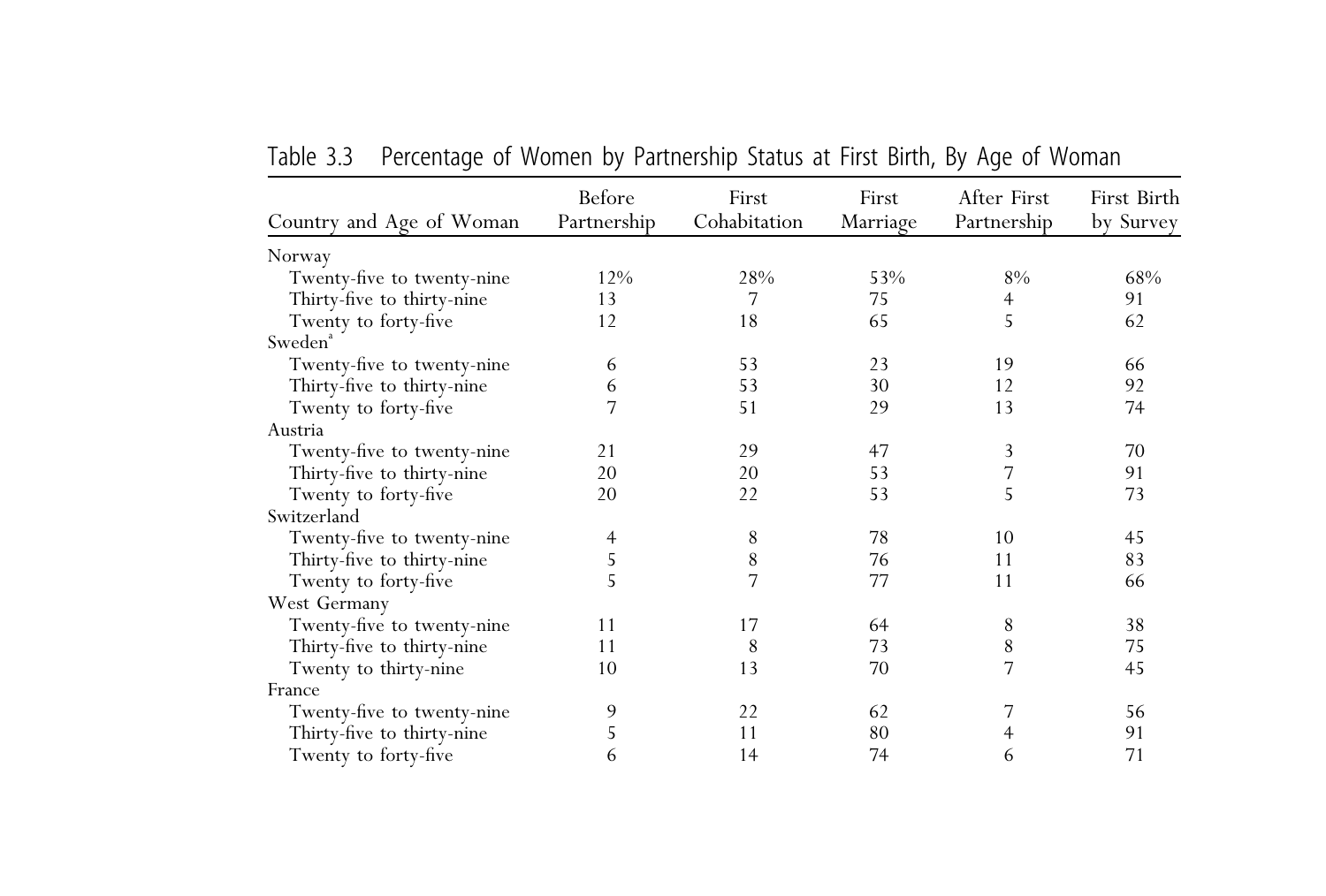Table 3.3 Percentage of Women by Partnership Status at First Birth, By Age of Woman

| Country and Age of Woman | Before Partnership | First Cohabitation | First Marriage | After First Partnership | First Birth by Survey |
|---|---|---|---|---|---|
| Norway | | | | | |
| Twenty-five to twenty-nine | 12% | 28% | 53% | 8% | 68% |
| Thirty-five to thirty-nine | 13 | 7 | 75 | 4 | 91 |
| Twenty to forty-five | 12 | 18 | 65 | 5 | 62 |
| Sweden[a] | | | | | |
| Twenty-five to twenty-nine | 6 | 53 | 23 | 19 | 66 |
| Thirty-five to thirty-nine | 6 | 53 | 30 | 12 | 92 |
| Twenty to forty-five | 7 | 51 | 29 | 13 | 74 |
| Austria | | | | | |
| Twenty-five to twenty-nine | 21 | 29 | 47 | 3 | 70 |
| Thirty-five to thirty-nine | 20 | 20 | 53 | 7 | 91 |
| Twenty to forty-five | 20 | 22 | 53 | 5 | 73 |
| Switzerland | | | | | |
| Twenty-five to twenty-nine | 4 | 8 | 78 | 10 | 45 |
| Thirty-five to thirty-nine | 5 | 8 | 76 | 11 | 83 |
| Twenty to forty-five | 5 | 7 | 77 | 11 | 66 |
| West Germany | | | | | |
| Twenty-five to twenty-nine | 11 | 17 | 64 | 8 | 38 |
| Thirty-five to thirty-nine | 11 | 8 | 73 | 8 | 75 |
| Twenty to thirty-nine | 10 | 13 | 70 | 7 | 45 |
| France | | | | | |
| Twenty-five to twenty-nine | 9 | 22 | 62 | 7 | 56 |
| Thirty-five to thirty-nine | 5 | 11 | 80 | 4 | 91 |
| Twenty to forty-five | 6 | 14 | 74 | 6 | 71 |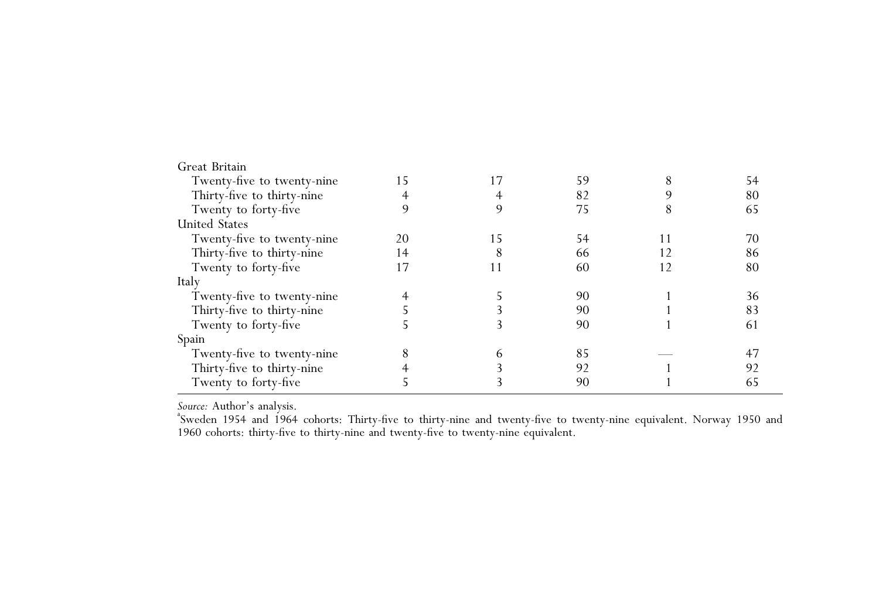| | | | | | |
|---|---|---|---|---|---|
| Great Britain | | | | | |
| Twenty-five to twenty-nine | 15 | 17 | 59 | 8 | 54 |
| Thirty-five to thirty-nine | 4 | 4 | 82 | 9 | 80 |
| Twenty to forty-five | 9 | 9 | 75 | 8 | 65 |
| United States | | | | | |
| Twenty-five to twenty-nine | 20 | 15 | 54 | 11 | 70 |
| Thirty-five to thirty-nine | 14 | 8 | 66 | 12 | 86 |
| Twenty to forty-five | 17 | 11 | 60 | 12 | 80 |
| Italy | | | | | |
| Twenty-five to twenty-nine | 4 | 5 | 90 | 1 | 36 |
| Thirty-five to thirty-nine | 5 | 3 | 90 | 1 | 83 |
| Twenty to forty-five | 5 | 3 | 90 | 1 | 61 |
| Spain | | | | | |
| Twenty-five to twenty-nine | 8 | 6 | 85 | — | 47 |
| Thirty-five to thirty-nine | 4 | 3 | 92 | 1 | 92 |
| Twenty to forty-five | 5 | 3 | 90 | 1 | 65 |

*Source:* Author's analysis.

[a]Sweden 1954 and 1964 cohorts: Thirty-five to thirty-nine and twenty-five to twenty-nine equivalent. Norway 1950 and 1960 cohorts: thirty-five to thirty-nine and twenty-five to twenty-nine equivalent.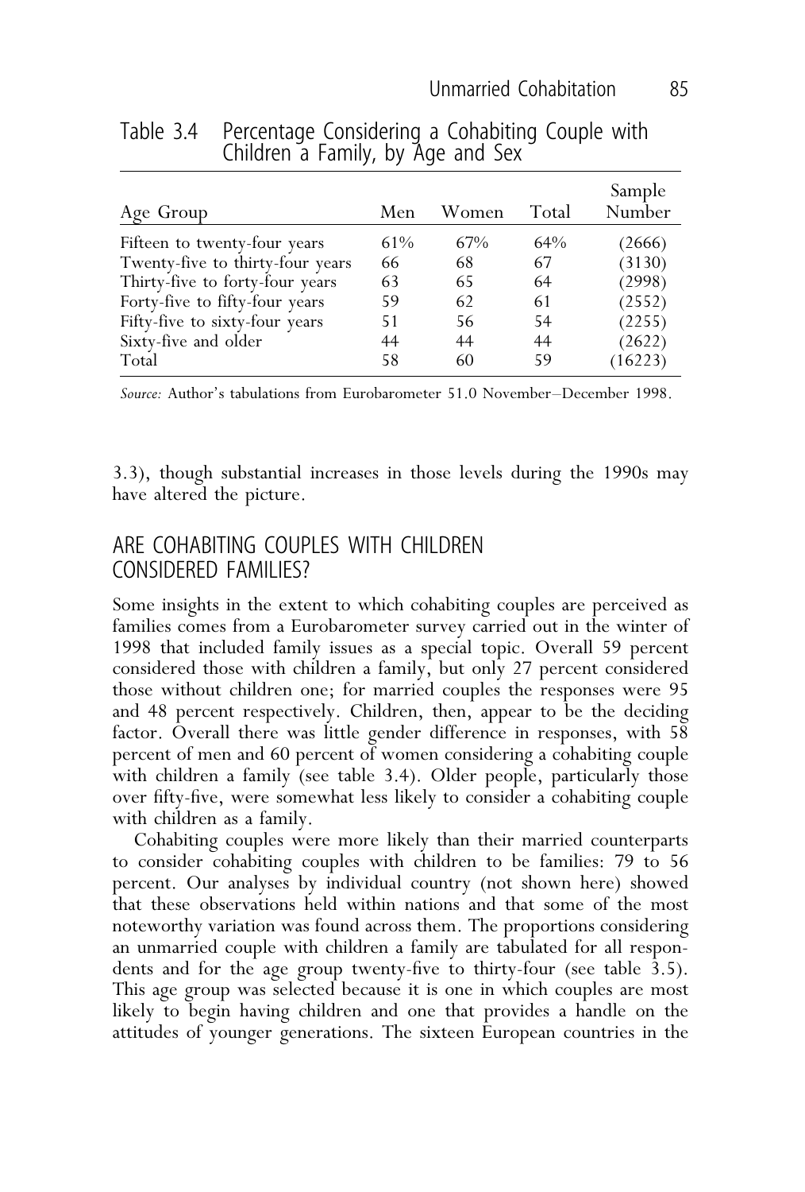Table 3.4 Percentage Considering a Cohabiting Couple with Children a Family, by Age and Sex

| Age Group | Men | Women | Total | Sample Number |
|---|---|---|---|---|
| Fifteen to twenty-four years | 61% | 67% | 64% | (2666) |
| Twenty-five to thirty-four years | 66 | 68 | 67 | (3130) |
| Thirty-five to forty-four years | 63 | 65 | 64 | (2998) |
| Forty-five to fifty-four years | 59 | 62 | 61 | (2552) |
| Fifty-five to sixty-four years | 51 | 56 | 54 | (2255) |
| Sixty-five and older | 44 | 44 | 44 | (2622) |
| Total | 58 | 60 | 59 | (16223) |

*Source:* Author's tabulations from Eurobarometer 51.0 November–December 1998.

3.3), though substantial increases in those levels during the 1990s may have altered the picture.

## ARE COHABITING COUPLES WITH CHILDREN CONSIDERED FAMILIES?

Some insights in the extent to which cohabiting couples are perceived as families comes from a Eurobarometer survey carried out in the winter of 1998 that included family issues as a special topic. Overall 59 percent considered those with children a family, but only 27 percent considered those without children one; for married couples the responses were 95 and 48 percent respectively. Children, then, appear to be the deciding factor. Overall there was little gender difference in responses, with 58 percent of men and 60 percent of women considering a cohabiting couple with children a family (see table 3.4). Older people, particularly those over fifty-five, were somewhat less likely to consider a cohabiting couple with children as a family.

Cohabiting couples were more likely than their married counterparts to consider cohabiting couples with children to be families: 79 to 56 percent. Our analyses by individual country (not shown here) showed that these observations held within nations and that some of the most noteworthy variation was found across them. The proportions considering an unmarried couple with children a family are tabulated for all respondents and for the age group twenty-five to thirty-four (see table 3.5). This age group was selected because it is one in which couples are most likely to begin having children and one that provides a handle on the attitudes of younger generations. The sixteen European countries in the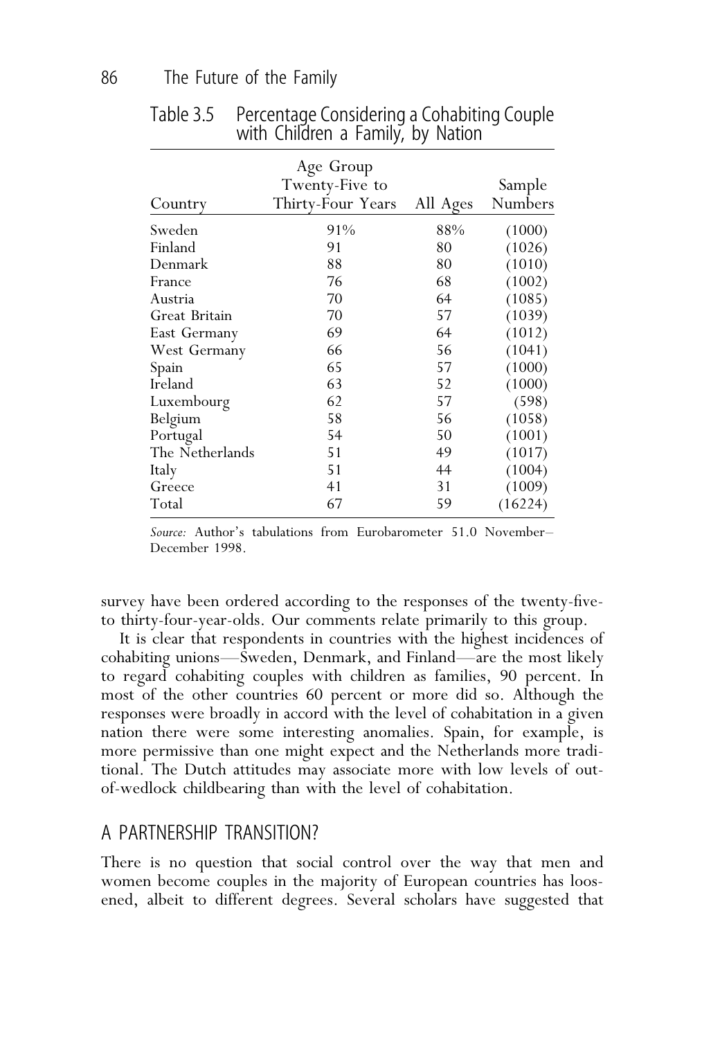Table 3.5 Percentage Considering a Cohabiting Couple with Children a Family, by Nation

| Country | Age Group Twenty-Five to Thirty-Four Years | All Ages | Sample Numbers |
|---|---|---|---|
| Sweden | 91% | 88% | (1000) |
| Finland | 91 | 80 | (1026) |
| Denmark | 88 | 80 | (1010) |
| France | 76 | 68 | (1002) |
| Austria | 70 | 64 | (1085) |
| Great Britain | 70 | 57 | (1039) |
| East Germany | 69 | 64 | (1012) |
| West Germany | 66 | 56 | (1041) |
| Spain | 65 | 57 | (1000) |
| Ireland | 63 | 52 | (1000) |
| Luxembourg | 62 | 57 | (598) |
| Belgium | 58 | 56 | (1058) |
| Portugal | 54 | 50 | (1001) |
| The Netherlands | 51 | 49 | (1017) |
| Italy | 51 | 44 | (1004) |
| Greece | 41 | 31 | (1009) |
| Total | 67 | 59 | (16224) |

*Source:* Author's tabulations from Eurobarometer 51.0 November–December 1998.

survey have been ordered according to the responses of the twenty-five-to thirty-four-year-olds. Our comments relate primarily to this group.

It is clear that respondents in countries with the highest incidences of cohabiting unions—Sweden, Denmark, and Finland—are the most likely to regard cohabiting couples with children as families, 90 percent. In most of the other countries 60 percent or more did so. Although the responses were broadly in accord with the level of cohabitation in a given nation there were some interesting anomalies. Spain, for example, is more permissive than one might expect and the Netherlands more traditional. The Dutch attitudes may associate more with low levels of out-of-wedlock childbearing than with the level of cohabitation.

## A PARTNERSHIP TRANSITION?

There is no question that social control over the way that men and women become couples in the majority of European countries has loosened, albeit to different degrees. Several scholars have suggested that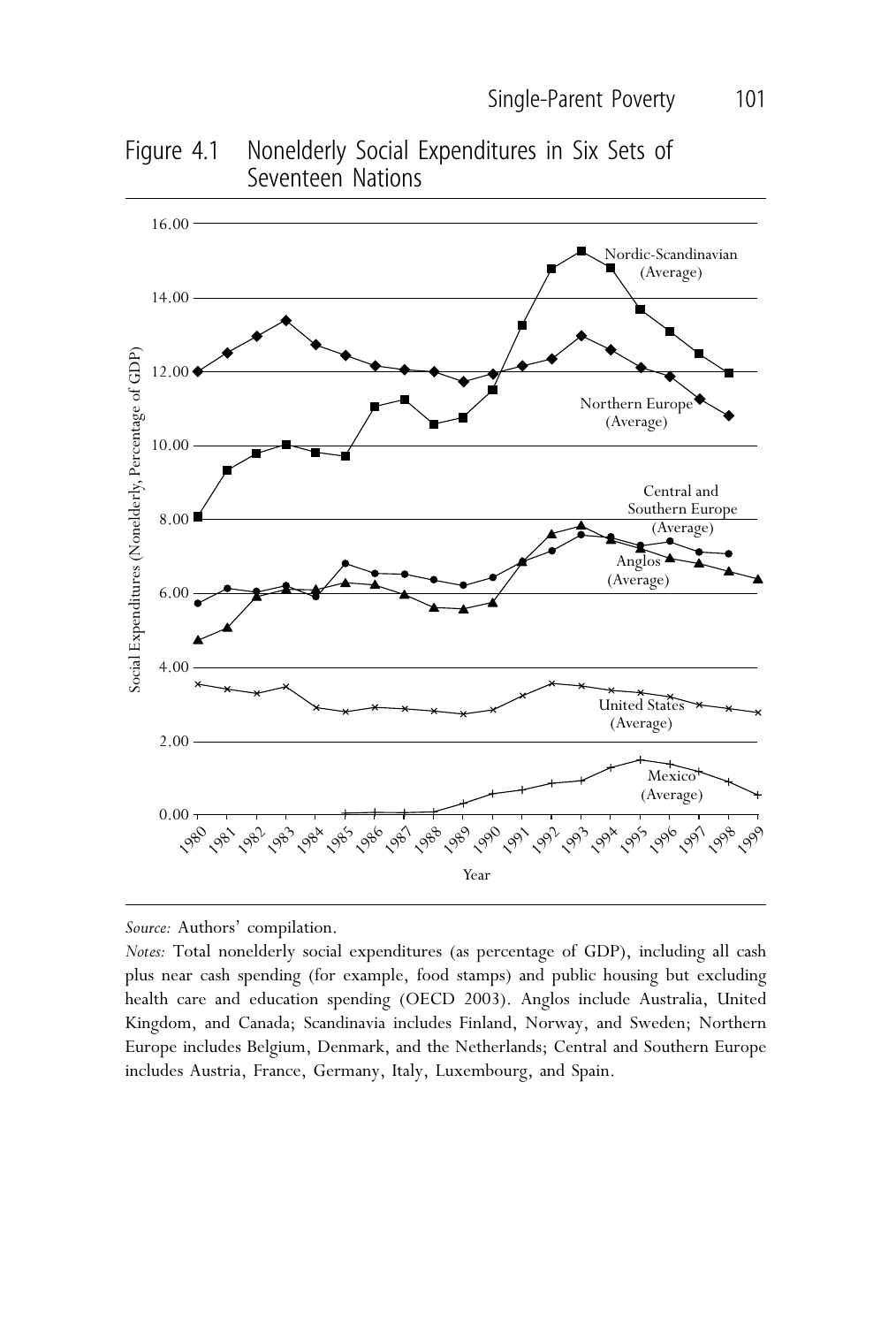Figure 4.1 Nonelderly Social Expenditures in Six Sets of Seventeen Nations

*Source:* Authors' compilation.

*Notes:* Total nonelderly social expenditures (as percentage of GDP), including all cash plus near cash spending (for example, food stamps) and public housing but excluding health care and education spending (OECD 2003). Anglos include Australia, United Kingdom, and Canada; Scandinavia includes Finland, Norway, and Sweden; Northern Europe includes Belgium, Denmark, and the Netherlands; Central and Southern Europe includes Austria, France, Germany, Italy, Luxembourg, and Spain.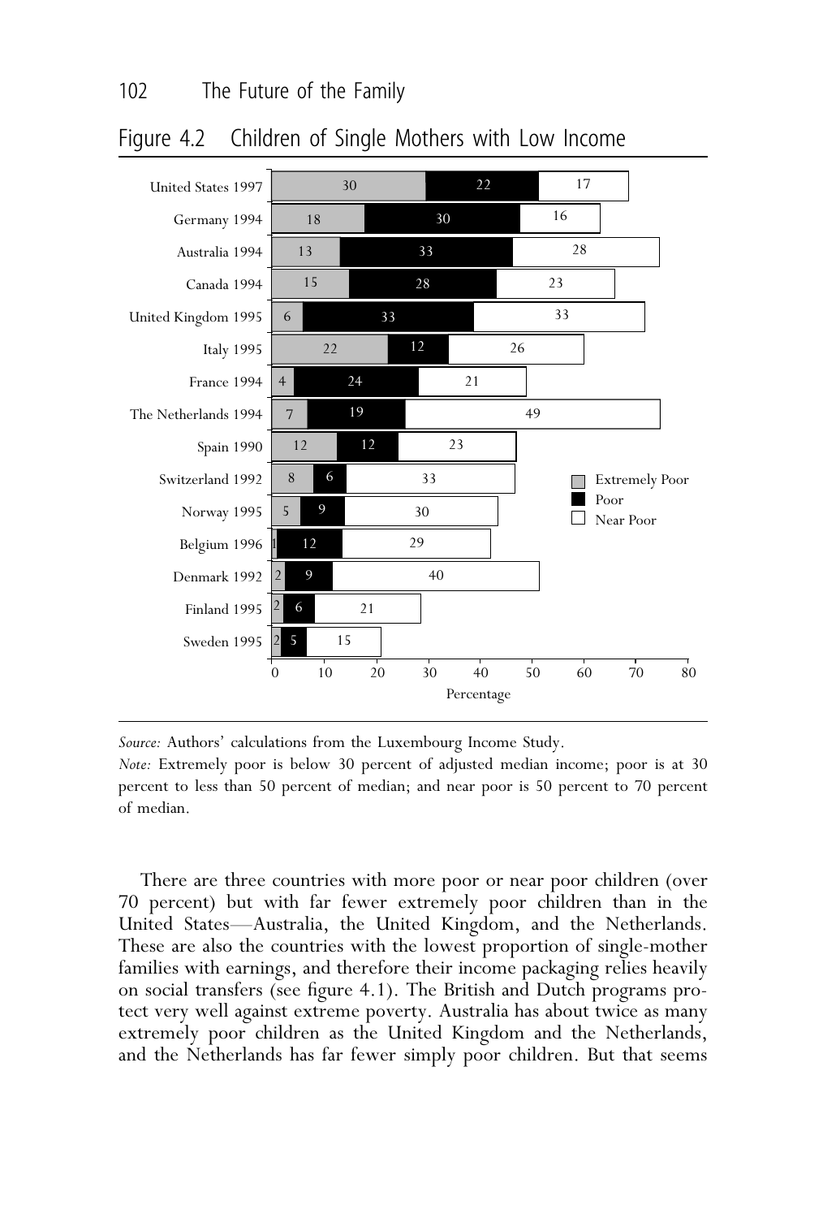Figure 4.2 Children of Single Mothers with Low Income

| Country | Extremely Poor | Poor | Near Poor |
|---|---|---|---|
| United States 1997 | 30 | 22 | 17 |
| Germany 1994 | 18 | 30 | 16 |
| Australia 1994 | 13 | 33 | 28 |
| Canada 1994 | 15 | 28 | 23 |
| United Kingdom 1995 | 6 | 33 | 33 |
| Italy 1995 | 22 | 12 | 26 |
| France 1994 | 4 | 24 | 21 |
| The Netherlands 1994 | 7 | 19 | 49 |
| Spain 1990 | 12 | 12 | 23 |
| Switzerland 1992 | 8 | 6 | 33 |
| Norway 1995 | 5 | 9 | 30 |
| Belgium 1996 | 1 | 12 | 29 |
| Denmark 1992 | 2 | 9 | 40 |
| Finland 1995 | 2 | 6 | 21 |
| Sweden 1995 | 2 | 5 | 15 |

*Source:* Authors' calculations from the Luxembourg Income Study.

*Note:* Extremely poor is below 30 percent of adjusted median income; poor is at 30 percent to less than 50 percent of median; and near poor is 50 percent to 70 percent of median.

There are three countries with more poor or near poor children (over 70 percent) but with far fewer extremely poor children than in the United States—Australia, the United Kingdom, and the Netherlands. These are also the countries with the lowest proportion of single-mother families with earnings, and therefore their income packaging relies heavily on social transfers (see figure 4.1). The British and Dutch programs protect very well against extreme poverty. Australia has about twice as many extremely poor children as the United Kingdom and the Netherlands, and the Netherlands has far fewer simply poor children. But that seems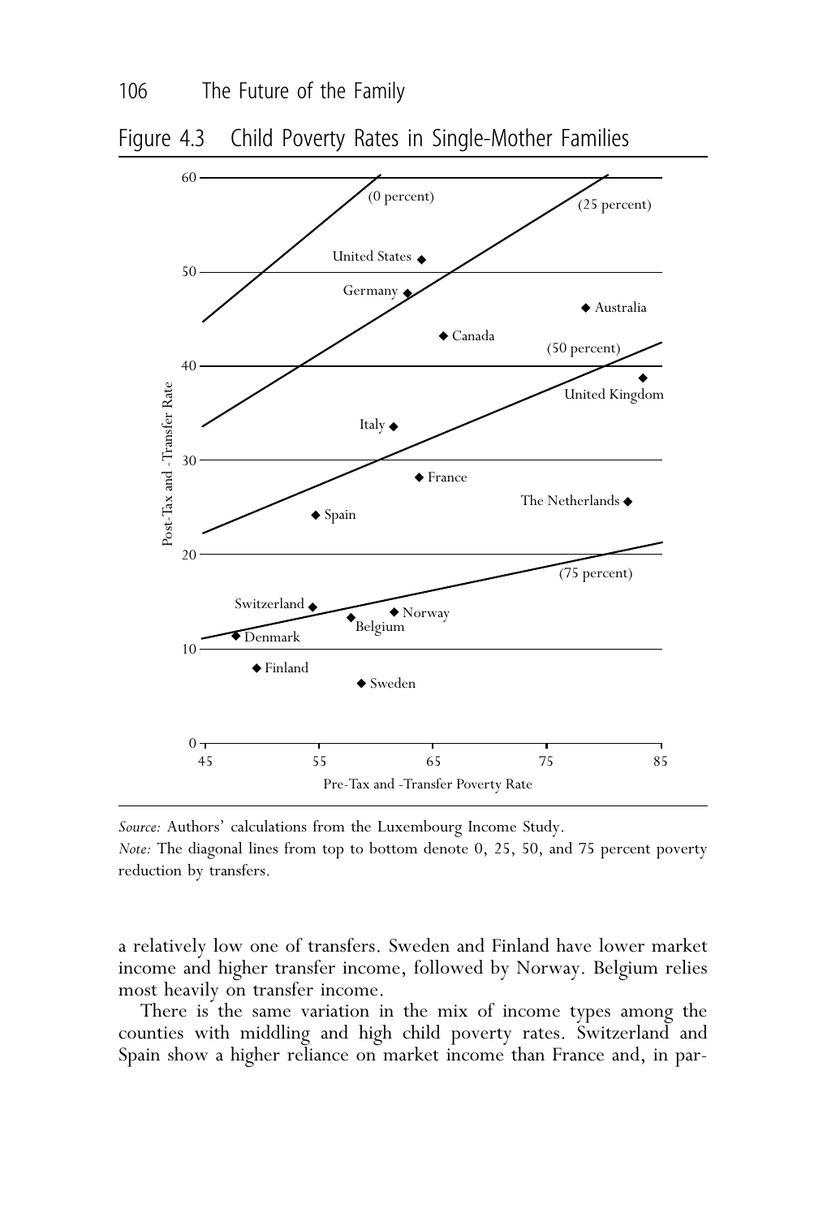Figure 4.3 Child Poverty Rates in Single-Mother Families

*Source:* Authors' calculations from the Luxembourg Income Study.

*Note:* The diagonal lines from top to bottom denote 0, 25, 50, and 75 percent poverty reduction by transfers.

a relatively low one of transfers. Sweden and Finland have lower market income and higher transfer income, followed by Norway. Belgium relies most heavily on transfer income.

There is the same variation in the mix of income types among the counties with middling and high child poverty rates. Switzerland and Spain show a higher reliance on market income than France and, in par-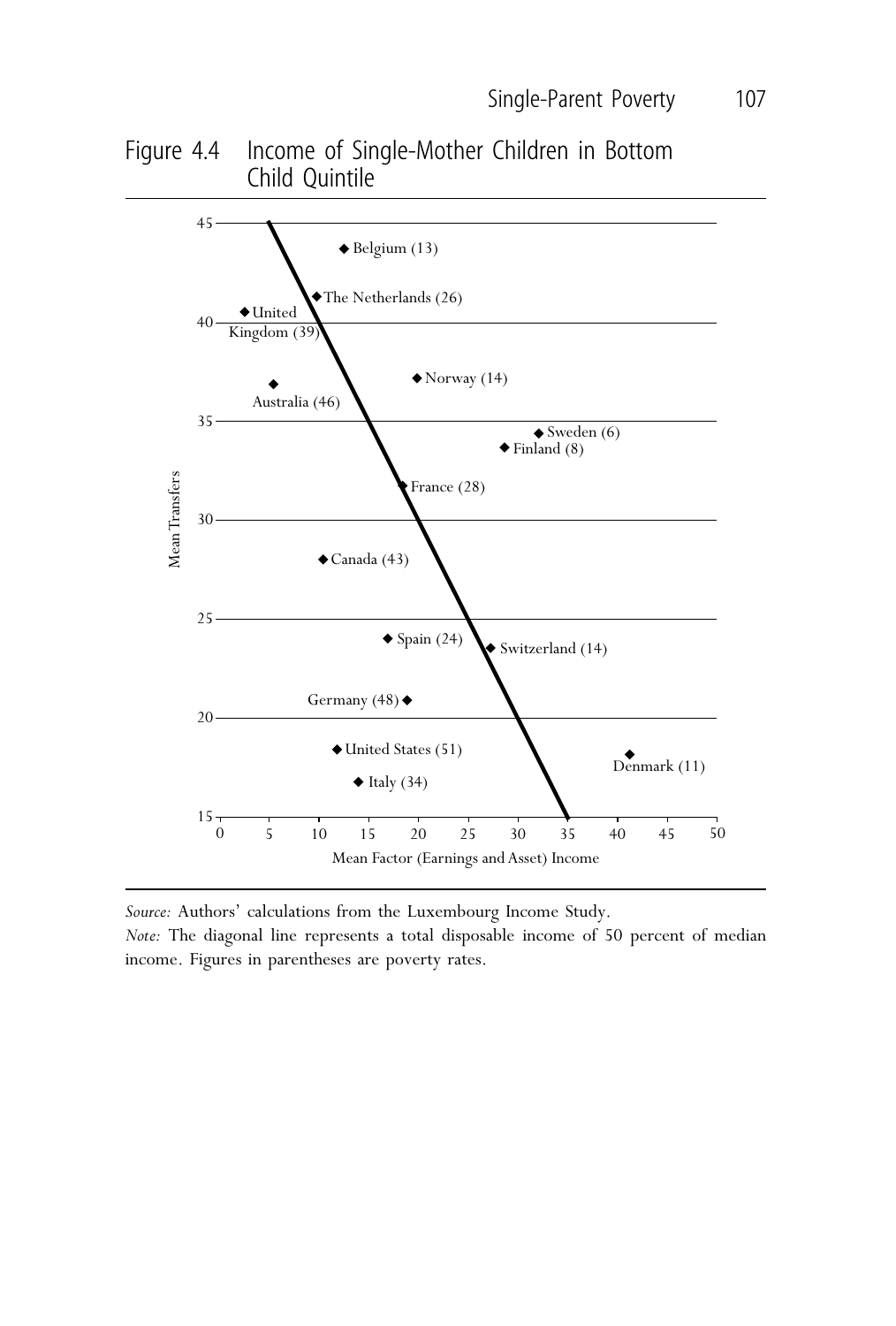Figure 4.4 Income of Single-Mother Children in Bottom Child Quintile

Source: Authors' calculations from the Luxembourg Income Study.

*Note:* The diagonal line represents a total disposable income of 50 percent of median income. Figures in parentheses are poverty rates.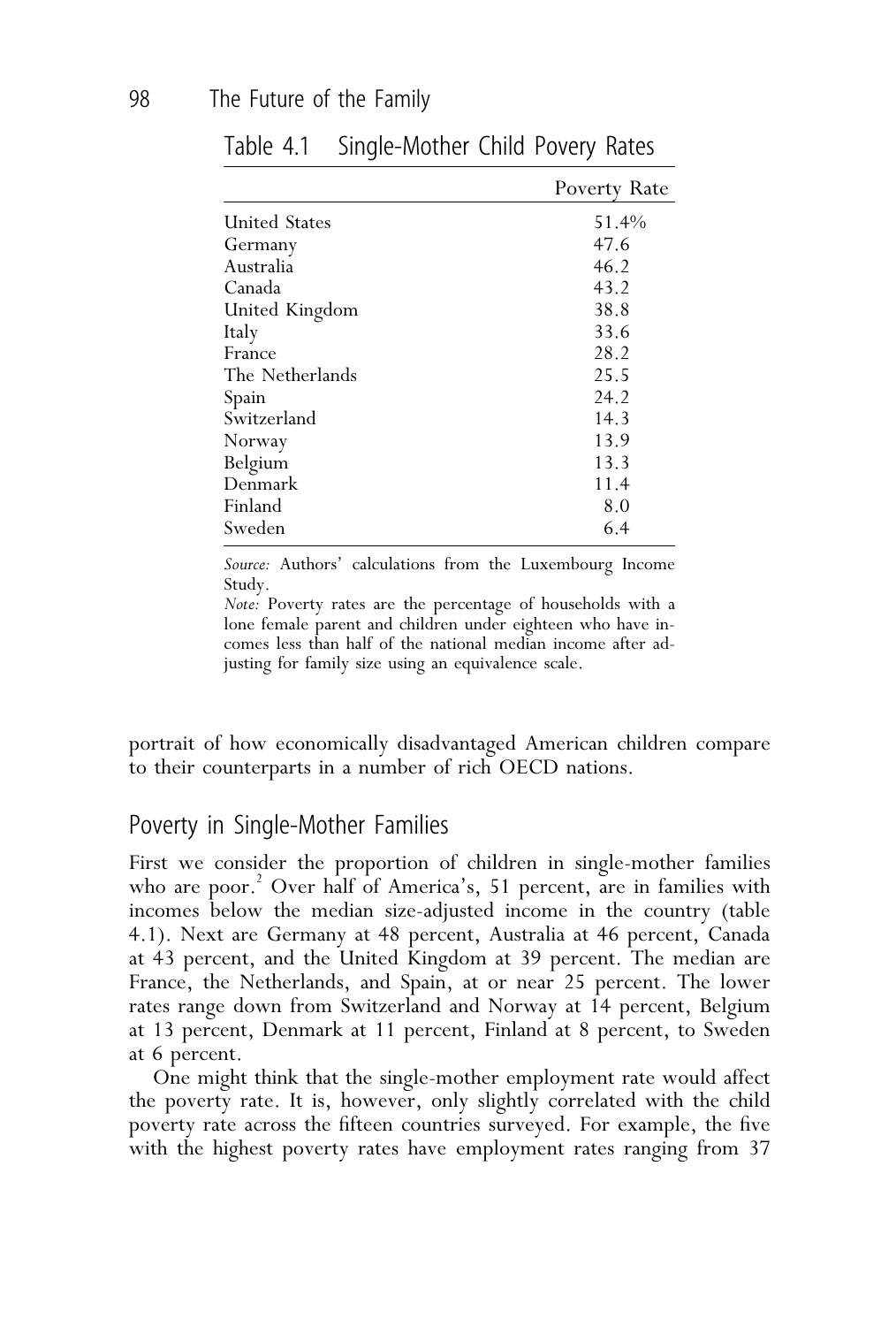Table 4.1 Single-Mother Child Povery Rates

| | Poverty Rate |
|---|---|
| United States | 51.4% |
| Germany | 47.6 |
| Australia | 46.2 |
| Canada | 43.2 |
| United Kingdom | 38.8 |
| Italy | 33.6 |
| France | 28.2 |
| The Netherlands | 25.5 |
| Spain | 24.2 |
| Switzerland | 14.3 |
| Norway | 13.9 |
| Belgium | 13.3 |
| Denmark | 11.4 |
| Finland | 8.0 |
| Sweden | 6.4 |

*Source:* Authors' calculations from the Luxembourg Income Study.
*Note:* Poverty rates are the percentage of households with a lone female parent and children under eighteen who have incomes less than half of the national median income after adjusting for family size using an equivalence scale.

portrait of how economically disadvantaged American children compare to their counterparts in a number of rich OECD nations.

## Poverty in Single-Mother Families

First we consider the proportion of children in single-mother families who are poor.[2] Over half of America's, 51 percent, are in families with incomes below the median size-adjusted income in the country (table 4.1). Next are Germany at 48 percent, Australia at 46 percent, Canada at 43 percent, and the United Kingdom at 39 percent. The median are France, the Netherlands, and Spain, at or near 25 percent. The lower rates range down from Switzerland and Norway at 14 percent, Belgium at 13 percent, Denmark at 11 percent, Finland at 8 percent, to Sweden at 6 percent.

One might think that the single-mother employment rate would affect the poverty rate. It is, however, only slightly correlated with the child poverty rate across the fifteen countries surveyed. For example, the five with the highest poverty rates have employment rates ranging from 37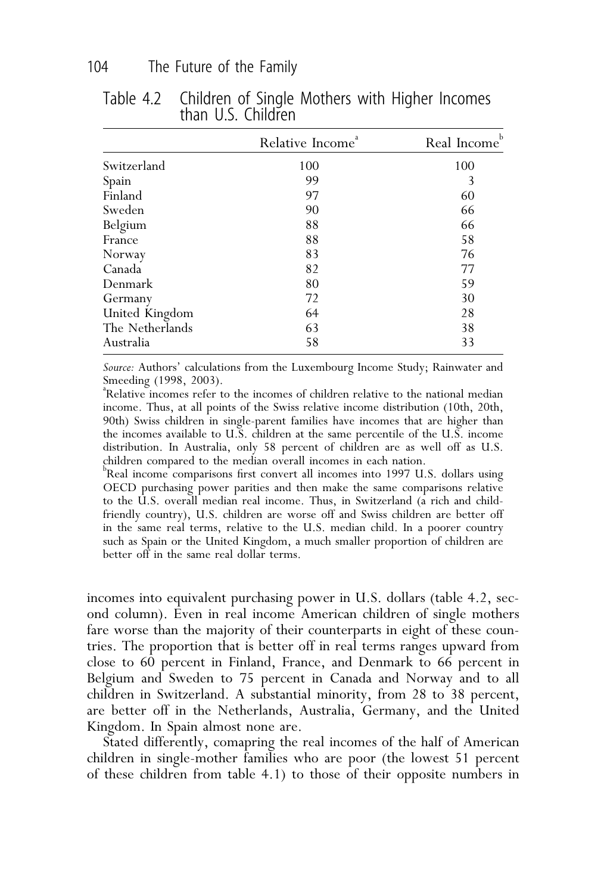Table 4.2 Children of Single Mothers with Higher Incomes than U.S. Children

| | Relative Income[a] | Real Income[b] |
|---|---|---|
| Switzerland | 100 | 100 |
| Spain | 99 | 3 |
| Finland | 97 | 60 |
| Sweden | 90 | 66 |
| Belgium | 88 | 66 |
| France | 88 | 58 |
| Norway | 83 | 76 |
| Canada | 82 | 77 |
| Denmark | 80 | 59 |
| Germany | 72 | 30 |
| United Kingdom | 64 | 28 |
| The Netherlands | 63 | 38 |
| Australia | 58 | 33 |

*Source:* Authors' calculations from the Luxembourg Income Study; Rainwater and Smeeding (1998, 2003).

[a]Relative incomes refer to the incomes of children relative to the national median income. Thus, at all points of the Swiss relative income distribution (10th, 20th, 90th) Swiss children in single-parent families have incomes that are higher than the incomes available to U.S. children at the same percentile of the U.S. income distribution. In Australia, only 58 percent of children are as well off as U.S. children compared to the median overall incomes in each nation.

[b]Real income comparisons first convert all incomes into 1997 U.S. dollars using OECD purchasing power parities and then make the same comparisons relative to the U.S. overall median real income. Thus, in Switzerland (a rich and child-friendly country), U.S. children are worse off and Swiss children are better off in the same real terms, relative to the U.S. median child. In a poorer country such as Spain or the United Kingdom, a much smaller proportion of children are better off in the same real dollar terms.

incomes into equivalent purchasing power in U.S. dollars (table 4.2, second column). Even in real income American children of single mothers fare worse than the majority of their counterparts in eight of these countries. The proportion that is better off in real terms ranges upward from close to 60 percent in Finland, France, and Denmark to 66 percent in Belgium and Sweden to 75 percent in Canada and Norway and to all children in Switzerland. A substantial minority, from 28 to 38 percent, are better off in the Netherlands, Australia, Germany, and the United Kingdom. In Spain almost none are.

Stated differently, comapring the real incomes of the half of American children in single-mother families who are poor (the lowest 51 percent of these children from table 4.1) to those of their opposite numbers in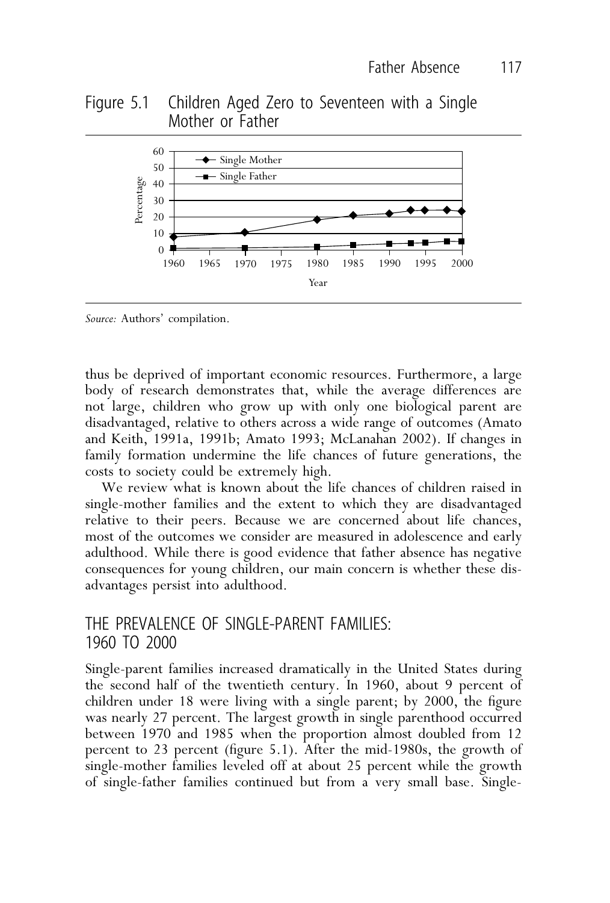Figure 5.1 Children Aged Zero to Seventeen with a Single Mother or Father

*Source:* Authors' compilation.

thus be deprived of important economic resources. Furthermore, a large body of research demonstrates that, while the average differences are not large, children who grow up with only one biological parent are disadvantaged, relative to others across a wide range of outcomes (Amato and Keith, 1991a, 1991b; Amato 1993; McLanahan 2002). If changes in family formation undermine the life chances of future generations, the costs to society could be extremely high.

We review what is known about the life chances of children raised in single-mother families and the extent to which they are disadvantaged relative to their peers. Because we are concerned about life chances, most of the outcomes we consider are measured in adolescence and early adulthood. While there is good evidence that father absence has negative consequences for young children, our main concern is whether these disadvantages persist into adulthood.

## THE PREVALENCE OF SINGLE-PARENT FAMILIES: 1960 TO 2000

Single-parent families increased dramatically in the United States during the second half of the twentieth century. In 1960, about 9 percent of children under 18 were living with a single parent; by 2000, the figure was nearly 27 percent. The largest growth in single parenthood occurred between 1970 and 1985 when the proportion almost doubled from 12 percent to 23 percent (figure 5.1). After the mid-1980s, the growth of single-mother families leveled off at about 25 percent while the growth of single-father families continued but from a very small base. Single-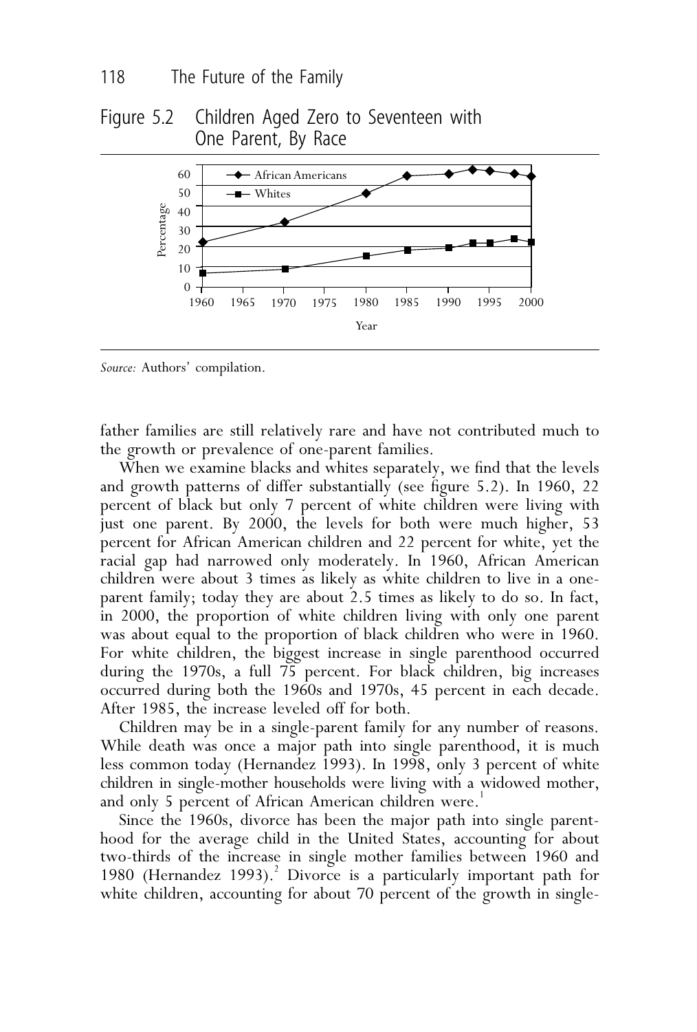Figure 5.2 Children Aged Zero to Seventeen with One Parent, By Race

*Source:* Authors' compilation.

father families are still relatively rare and have not contributed much to the growth or prevalence of one-parent families.

When we examine blacks and whites separately, we find that the levels and growth patterns of differ substantially (see figure 5.2). In 1960, 22 percent of black but only 7 percent of white children were living with just one parent. By 2000, the levels for both were much higher, 53 percent for African American children and 22 percent for white, yet the racial gap had narrowed only moderately. In 1960, African American children were about 3 times as likely as white children to live in a one-parent family; today they are about 2.5 times as likely to do so. In fact, in 2000, the proportion of white children living with only one parent was about equal to the proportion of black children who were in 1960. For white children, the biggest increase in single parenthood occurred during the 1970s, a full 75 percent. For black children, big increases occurred during both the 1960s and 1970s, 45 percent in each decade. After 1985, the increase leveled off for both.

Children may be in a single-parent family for any number of reasons. While death was once a major path into single parenthood, it is much less common today (Hernandez 1993). In 1998, only 3 percent of white children in single-mother households were living with a widowed mother, and only 5 percent of African American children were.[1]

Since the 1960s, divorce has been the major path into single parenthood for the average child in the United States, accounting for about two-thirds of the increase in single mother families between 1960 and 1980 (Hernandez 1993).[2] Divorce is a particularly important path for white children, accounting for about 70 percent of the growth in single-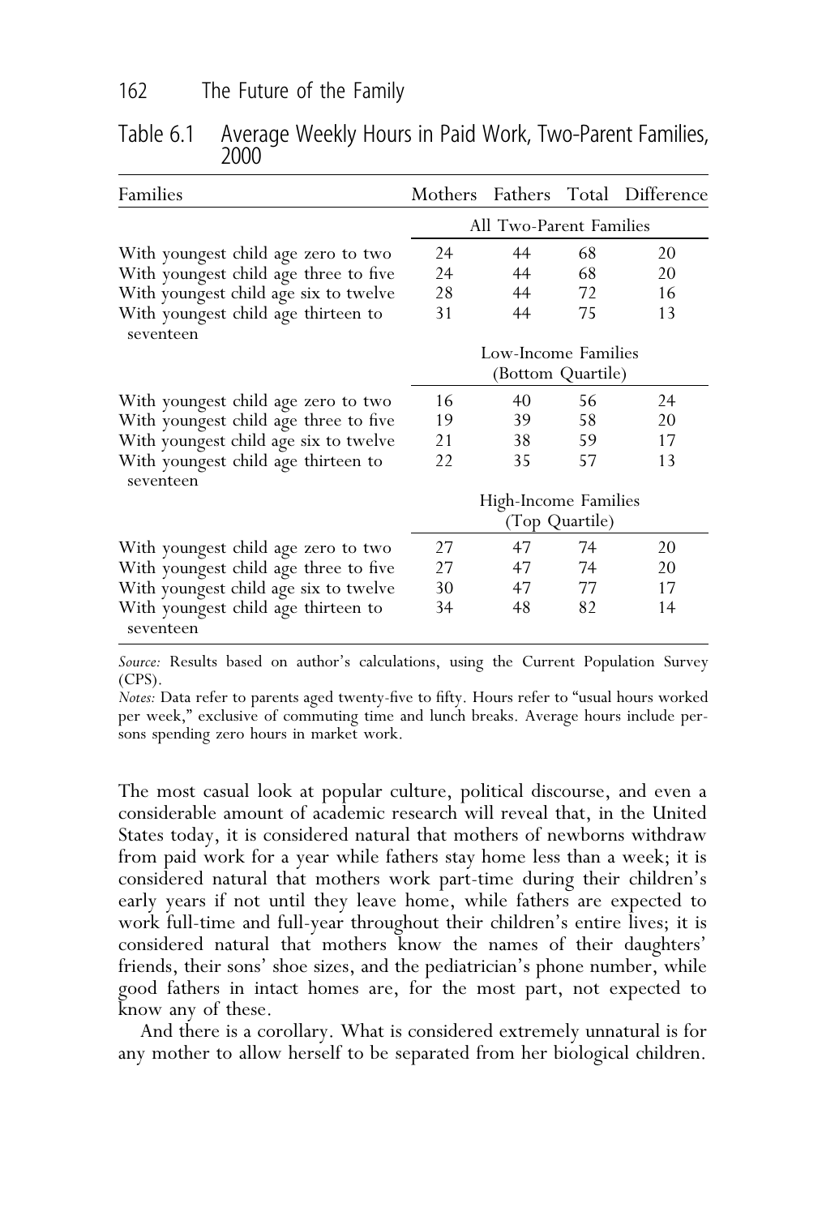Table 6.1 Average Weekly Hours in Paid Work, Two-Parent Families, 2000

| Families | Mothers | Fathers | Total | Difference |
|---|---|---|---|---|
| | All Two-Parent Families | | | |
| With youngest child age zero to two | 24 | 44 | 68 | 20 |
| With youngest child age three to five | 24 | 44 | 68 | 20 |
| With youngest child age six to twelve | 28 | 44 | 72 | 16 |
| With youngest child age thirteen to seventeen | 31 | 44 | 75 | 13 |
| | Low-Income Families (Bottom Quartile) | | | |
| With youngest child age zero to two | 16 | 40 | 56 | 24 |
| With youngest child age three to five | 19 | 39 | 58 | 20 |
| With youngest child age six to twelve | 21 | 38 | 59 | 17 |
| With youngest child age thirteen to seventeen | 22 | 35 | 57 | 13 |
| | High-Income Families (Top Quartile) | | | |
| With youngest child age zero to two | 27 | 47 | 74 | 20 |
| With youngest child age three to five | 27 | 47 | 74 | 20 |
| With youngest child age six to twelve | 30 | 47 | 77 | 17 |
| With youngest child age thirteen to seventeen | 34 | 48 | 82 | 14 |

*Source:* Results based on author's calculations, using the Current Population Survey (CPS).
*Notes:* Data refer to parents aged twenty-five to fifty. Hours refer to "usual hours worked per week," exclusive of commuting time and lunch breaks. Average hours include persons spending zero hours in market work.

The most casual look at popular culture, political discourse, and even a considerable amount of academic research will reveal that, in the United States today, it is considered natural that mothers of newborns withdraw from paid work for a year while fathers stay home less than a week; it is considered natural that mothers work part-time during their children's early years if not until they leave home, while fathers are expected to work full-time and full-year throughout their children's entire lives; it is considered natural that mothers know the names of their daughters' friends, their sons' shoe sizes, and the pediatrician's phone number, while good fathers in intact homes are, for the most part, not expected to know any of these.

And there is a corollary. What is considered extremely unnatural is for any mother to allow herself to be separated from her biological children.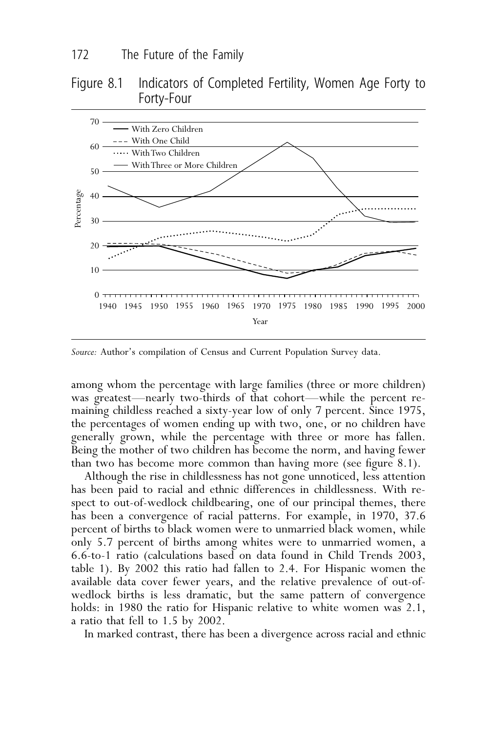Figure 8.1 Indicators of Completed Fertility, Women Age Forty to Forty-Four

*Source:* Author's compilation of Census and Current Population Survey data.

among whom the percentage with large families (three or more children) was greatest—nearly two-thirds of that cohort—while the percent remaining childless reached a sixty-year low of only 7 percent. Since 1975, the percentages of women ending up with two, one, or no children have generally grown, while the percentage with three or more has fallen. Being the mother of two children has become the norm, and having fewer than two has become more common than having more (see figure 8.1).

Although the rise in childlessness has not gone unnoticed, less attention has been paid to racial and ethnic differences in childlessness. With respect to out-of-wedlock childbearing, one of our principal themes, there has been a convergence of racial patterns. For example, in 1970, 37.6 percent of births to black women were to unmarried black women, while only 5.7 percent of births among whites were to unmarried women, a 6.6-to-1 ratio (calculations based on data found in Child Trends 2003, table 1). By 2002 this ratio had fallen to 2.4. For Hispanic women the available data cover fewer years, and the relative prevalence of out-of-wedlock births is less dramatic, but the same pattern of convergence holds: in 1980 the ratio for Hispanic relative to white women was 2.1, a ratio that fell to 1.5 by 2002.

In marked contrast, there has been a divergence across racial and ethnic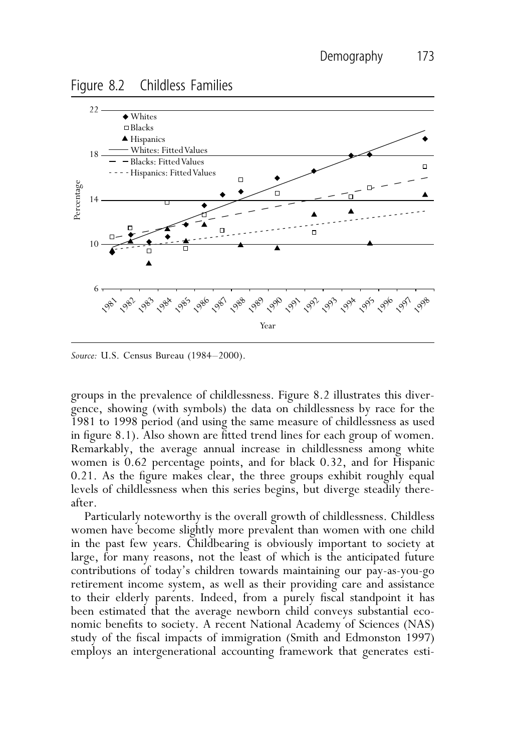Figure 8.2 Childless Families

*Source:* U.S. Census Bureau (1984–2000).

groups in the prevalence of childlessness. Figure 8.2 illustrates this divergence, showing (with symbols) the data on childlessness by race for the 1981 to 1998 period (and using the same measure of childlessness as used in figure 8.1). Also shown are fitted trend lines for each group of women. Remarkably, the average annual increase in childlessness among white women is 0.62 percentage points, and for black 0.32, and for Hispanic 0.21. As the figure makes clear, the three groups exhibit roughly equal levels of childlessness when this series begins, but diverge steadily thereafter.

Particularly noteworthy is the overall growth of childlessness. Childless women have become slightly more prevalent than women with one child in the past few years. Childbearing is obviously important to society at large, for many reasons, not the least of which is the anticipated future contributions of today's children towards maintaining our pay-as-you-go retirement income system, as well as their providing care and assistance to their elderly parents. Indeed, from a purely fiscal standpoint it has been estimated that the average newborn child conveys substantial economic benefits to society. A recent National Academy of Sciences (NAS) study of the fiscal impacts of immigration (Smith and Edmonston 1997) employs an intergenerational accounting framework that generates esti-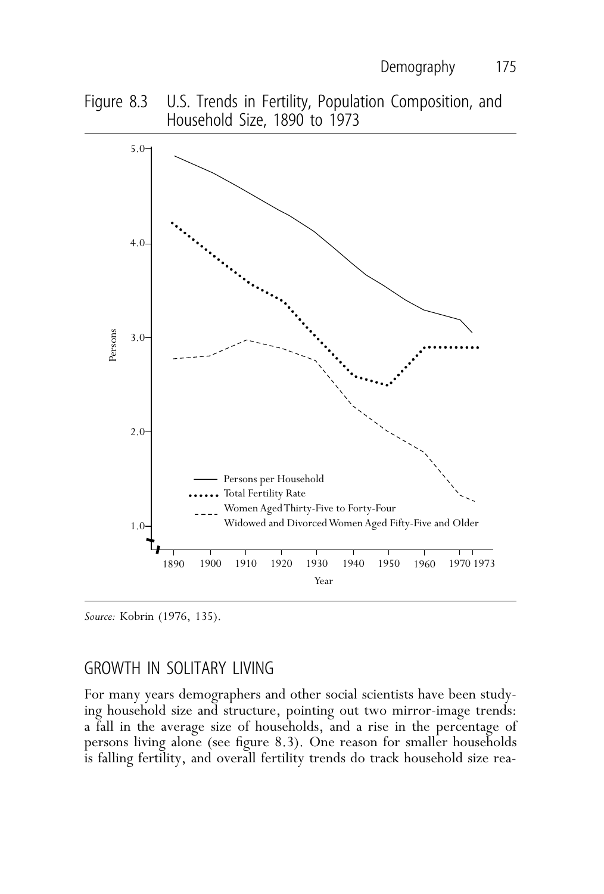Figure 8.3 U.S. Trends in Fertility, Population Composition, and Household Size, 1890 to 1973

*Source:* Kobrin (1976, 135).

## GROWTH IN SOLITARY LIVING

For many years demographers and other social scientists have been studying household size and structure, pointing out two mirror-image trends: a fall in the average size of households, and a rise in the percentage of persons living alone (see figure 8.3). One reason for smaller households is falling fertility, and overall fertility trends do track household size rea-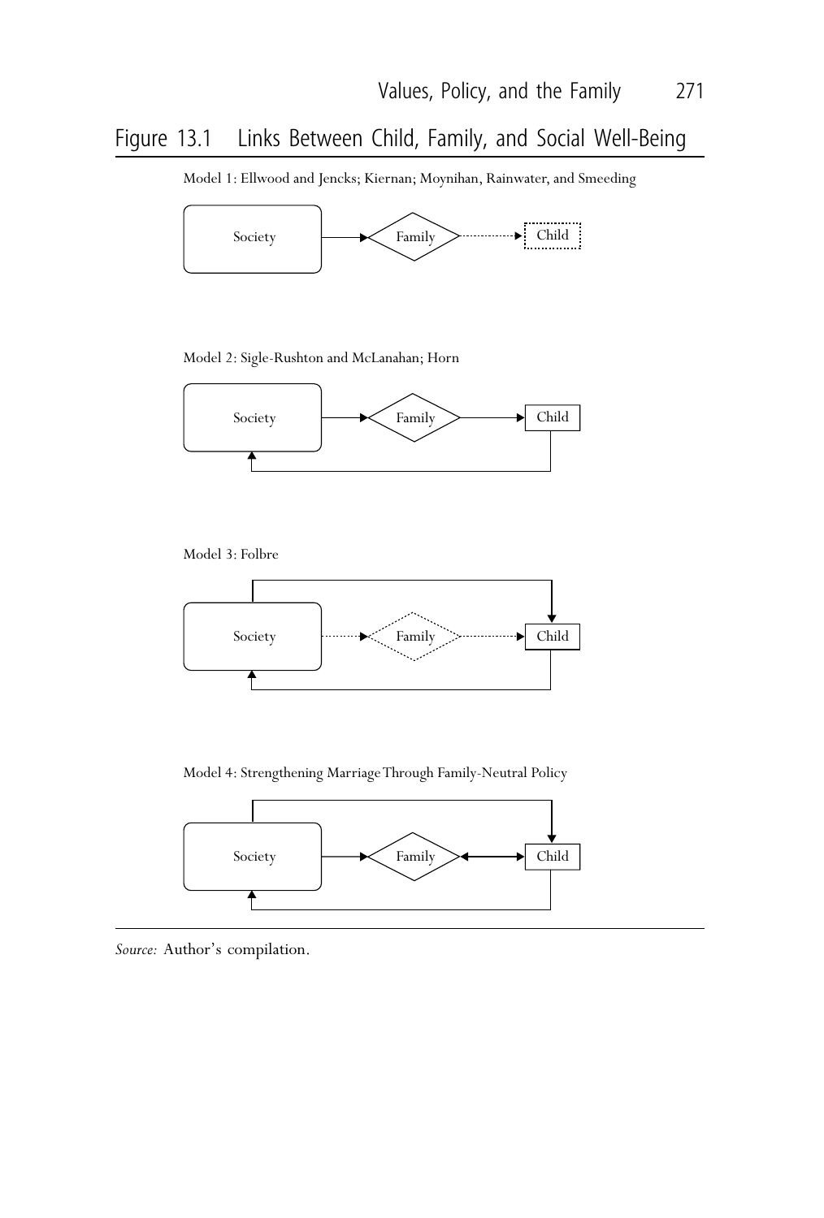Figure 13.1 Links Between Child, Family, and Social Well-Being

Model 1: Ellwood and Jencks; Kiernan; Moynihan, Rainwater, and Smeeding

Society → Family ⇢ Child

Model 2: Sigle-Rushton and McLanahan; Horn

Society → Family → Child

Model 3: Folbre

Society ⇢ Family ⇢ Child

Model 4: Strengthening Marriage Through Family-Neutral Policy

Society → Family ↔ Child

*Source:* Author's compilation.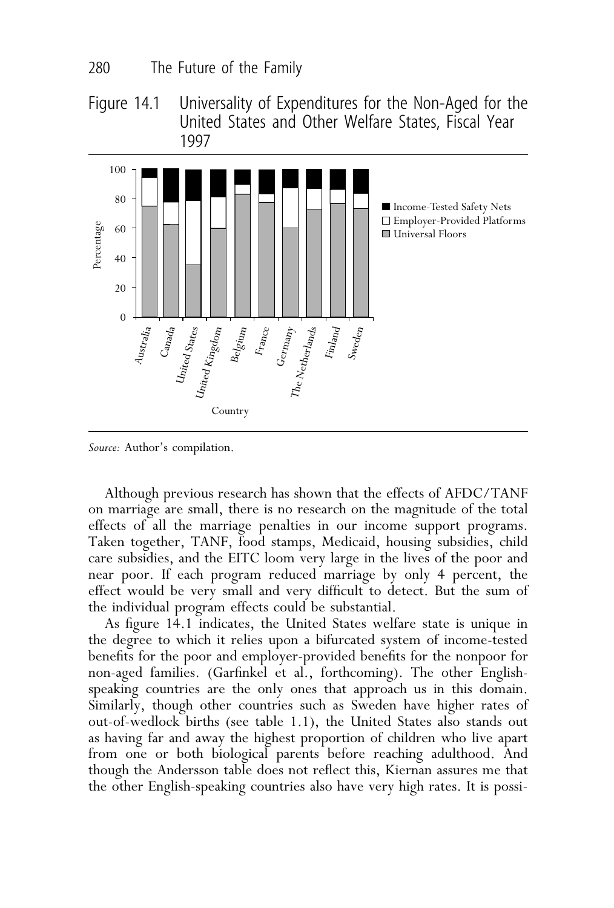Figure 14.1 Universality of Expenditures for the Non-Aged for the United States and Other Welfare States, Fiscal Year 1997

100
80
60
40
20
0

Percentage

Australia
Canada
United States
United Kingdom
Belgium
France
Germany
The Netherlands
Finland
Sweden

Country

Income-Tested Safety Nets
Employer-Provided Platforms
Universal Floors

*Source:* Author's compilation.

Although previous research has shown that the effects of AFDC/TANF on marriage are small, there is no research on the magnitude of the total effects of all the marriage penalties in our income support programs. Taken together, TANF, food stamps, Medicaid, housing subsidies, child care subsidies, and the EITC loom very large in the lives of the poor and near poor. If each program reduced marriage by only 4 percent, the effect would be very small and very difficult to detect. But the sum of the individual program effects could be substantial.

As figure 14.1 indicates, the United States welfare state is unique in the degree to which it relies upon a bifurcated system of income-tested benefits for the poor and employer-provided benefits for the nonpoor for non-aged families. (Garfinkel et al., forthcoming). The other English-speaking countries are the only ones that approach us in this domain. Similarly, though other countries such as Sweden have higher rates of out-of-wedlock births (see table 1.1), the United States also stands out as having far and away the highest proportion of children who live apart from one or both biological parents before reaching adulthood. And though the Andersson table does not reflect this, Kiernan assures me that the other English-speaking countries also have very high rates. It is possi-